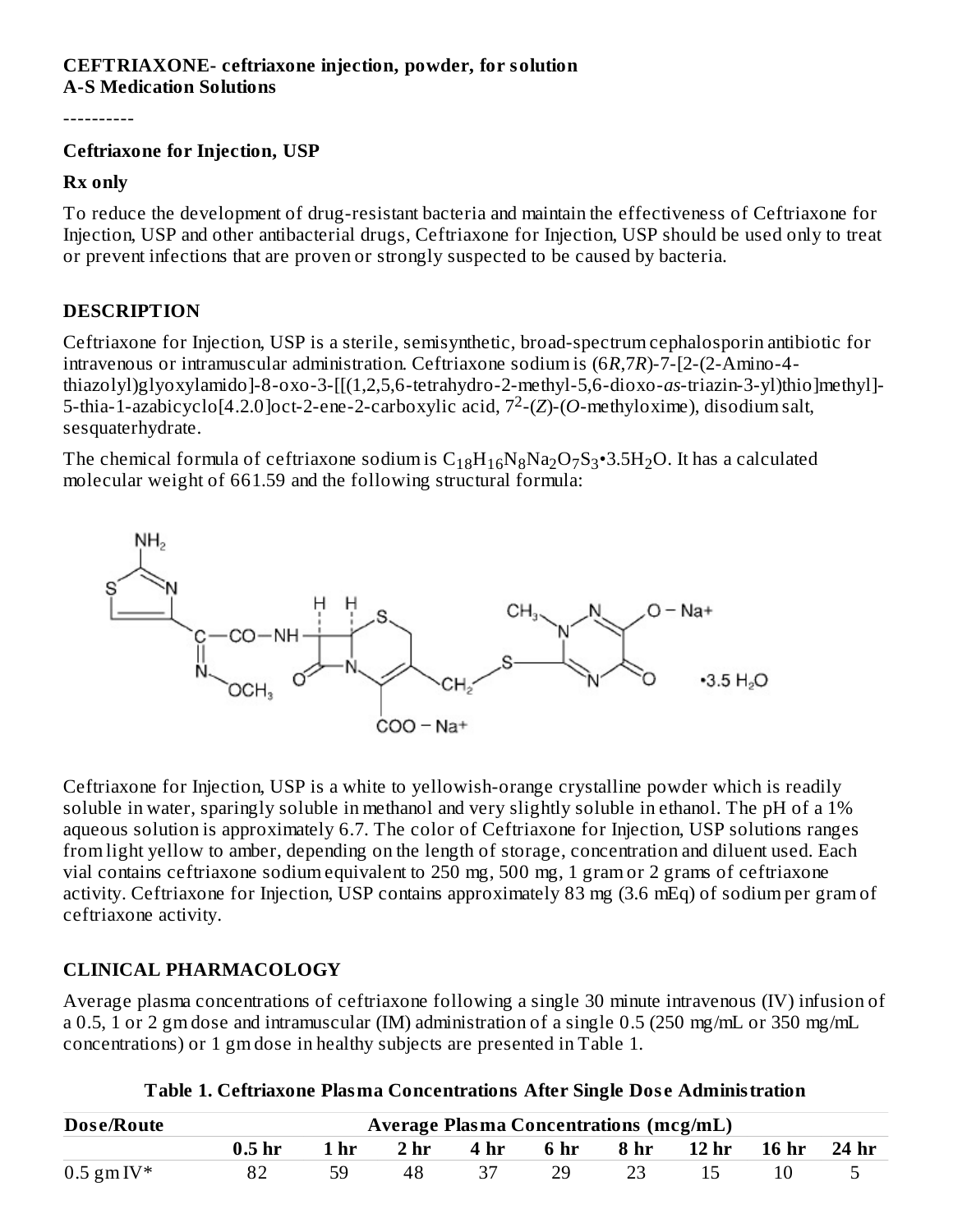**CEFTRIAXONE- ceftriaxone injection, powder, for solution**
**A-S Medication Solutions**

----------

**Ceftriaxone for Injection, USP**

**Rx only**

To reduce the development of drug-resistant bacteria and maintain the effectiveness of Ceftriaxone for Injection, USP and other antibacterial drugs, Ceftriaxone for Injection, USP should be used only to treat or prevent infections that are proven or strongly suspected to be caused by bacteria.

## DESCRIPTION

Ceftriaxone for Injection, USP is a sterile, semisynthetic, broad-spectrum cephalosporin antibiotic for intravenous or intramuscular administration. Ceftriaxone sodium is (6*R*,7*R*)-7-[2-(2-Amino-4-thiazolyl)glyoxylamido]-8-oxo-3-[[(1,2,5,6-tetrahydro-2-methyl-5,6-dioxo-*as*-triazin-3-yl)thio]methyl]-5-thia-1-azabicyclo[4.2.0]oct-2-ene-2-carboxylic acid, $7^2$-(*Z*)-(*O*-methyloxime), disodium salt, sesquaterhydrate.

The chemical formula of ceftriaxone sodium is $C_{18}H_{16}N_8Na_2O_7S_3$•$3.5H_2O$. It has a calculated molecular weight of 661.59 and the following structural formula:

Ceftriaxone for Injection, USP is a white to yellowish-orange crystalline powder which is readily soluble in water, sparingly soluble in methanol and very slightly soluble in ethanol. The pH of a 1% aqueous solution is approximately 6.7. The color of Ceftriaxone for Injection, USP solutions ranges from light yellow to amber, depending on the length of storage, concentration and diluent used. Each vial contains ceftriaxone sodium equivalent to 250 mg, 500 mg, 1 gram or 2 grams of ceftriaxone activity. Ceftriaxone for Injection, USP contains approximately 83 mg (3.6 mEq) of sodium per gram of ceftriaxone activity.

## CLINICAL PHARMACOLOGY

Average plasma concentrations of ceftriaxone following a single 30 minute intravenous (IV) infusion of a 0.5, 1 or 2 gm dose and intramuscular (IM) administration of a single 0.5 (250 mg/mL or 350 mg/mL concentrations) or 1 gm dose in healthy subjects are presented in Table 1.

**Table 1. Ceftriaxone Plasma Concentrations After Single Dose Administration**

| Dose/Route | Average Plasma Concentrations (mcg/mL) | | | | | | | | |
|---|---|---|---|---|---|---|---|---|---|
| | 0.5 hr | 1 hr | 2 hr | 4 hr | 6 hr | 8 hr | 12 hr | 16 hr | 24 hr |
| 0.5 gm IV* | 82 | 59 | 48 | 37 | 29 | 23 | 15 | 10 | 5 |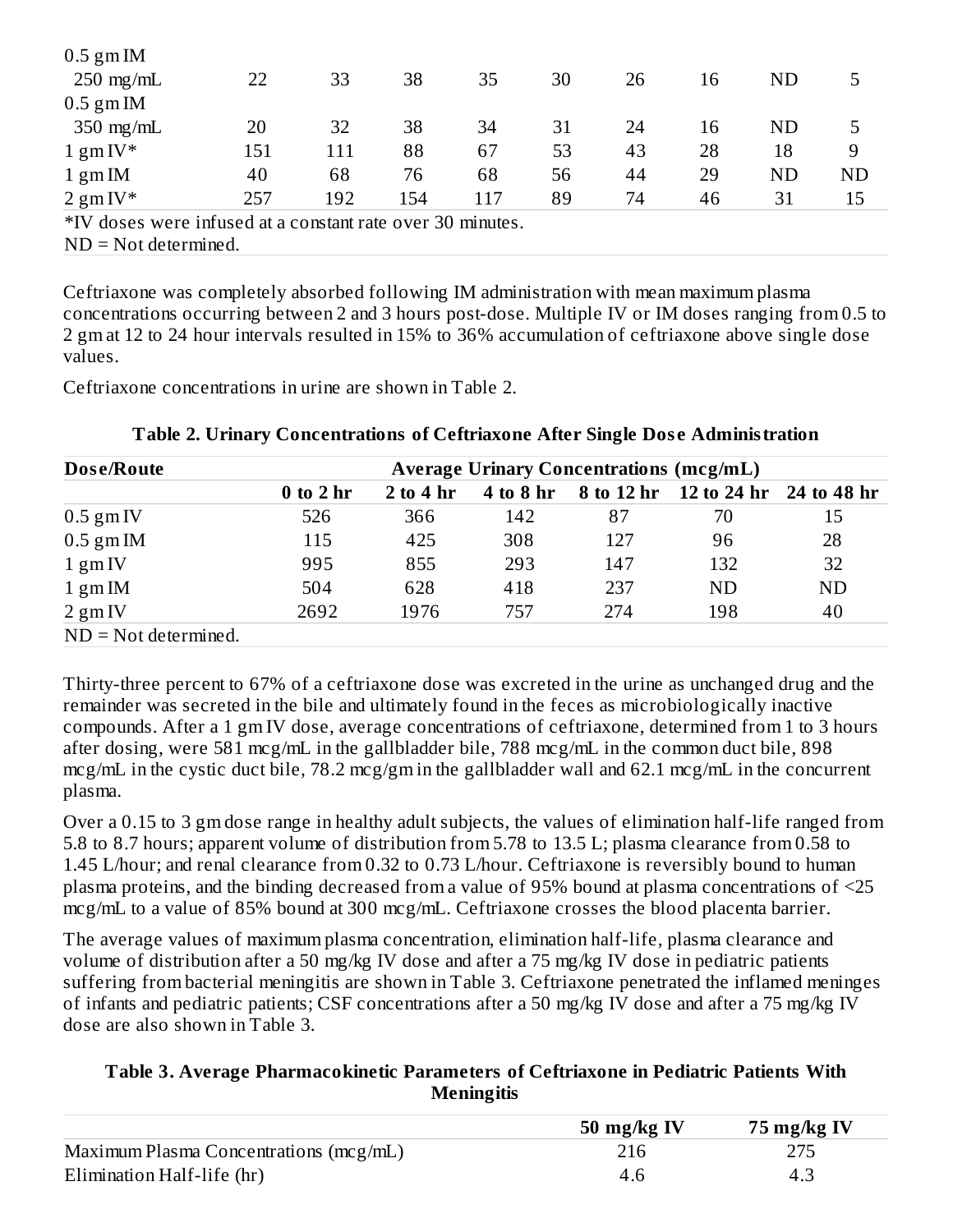| | | | | | | | | | |
|---|---|---|---|---|---|---|---|---|---|
| 0.5 gm IM 250 mg/mL | 22 | 33 | 38 | 35 | 30 | 26 | 16 | ND | 5 |
| 0.5 gm IM 350 mg/mL | 20 | 32 | 38 | 34 | 31 | 24 | 16 | ND | 5 |
| 1 gm IV* | 151 | 111 | 88 | 67 | 53 | 43 | 28 | 18 | 9 |
| 1 gm IM | 40 | 68 | 76 | 68 | 56 | 44 | 29 | ND | ND |
| 2 gm IV* | 257 | 192 | 154 | 117 | 89 | 74 | 46 | 31 | 15 |

*IV doses were infused at a constant rate over 30 minutes.
ND = Not determined.

Ceftriaxone was completely absorbed following IM administration with mean maximum plasma concentrations occurring between 2 and 3 hours post-dose. Multiple IV or IM doses ranging from 0.5 to 2 gm at 12 to 24 hour intervals resulted in 15% to 36% accumulation of ceftriaxone above single dose values.

Ceftriaxone concentrations in urine are shown in Table 2.

**Table 2. Urinary Concentrations of Ceftriaxone After Single Dose Administration**

| Dose/Route | Average Urinary Concentrations (mcg/mL) | | | | | |
|---|---|---|---|---|---|---|
| | **0 to 2 hr** | **2 to 4 hr** | **4 to 8 hr** | **8 to 12 hr** | **12 to 24 hr** | **24 to 48 hr** |
| 0.5 gm IV | 526 | 366 | 142 | 87 | 70 | 15 |
| 0.5 gm IM | 115 | 425 | 308 | 127 | 96 | 28 |
| 1 gm IV | 995 | 855 | 293 | 147 | 132 | 32 |
| 1 gm IM | 504 | 628 | 418 | 237 | ND | ND |
| 2 gm IV | 2692 | 1976 | 757 | 274 | 198 | 40 |

ND = Not determined.

Thirty-three percent to 67% of a ceftriaxone dose was excreted in the urine as unchanged drug and the remainder was secreted in the bile and ultimately found in the feces as microbiologically inactive compounds. After a 1 gm IV dose, average concentrations of ceftriaxone, determined from 1 to 3 hours after dosing, were 581 mcg/mL in the gallbladder bile, 788 mcg/mL in the common duct bile, 898 mcg/mL in the cystic duct bile, 78.2 mcg/gm in the gallbladder wall and 62.1 mcg/mL in the concurrent plasma.

Over a 0.15 to 3 gm dose range in healthy adult subjects, the values of elimination half-life ranged from 5.8 to 8.7 hours; apparent volume of distribution from 5.78 to 13.5 L; plasma clearance from 0.58 to 1.45 L/hour; and renal clearance from 0.32 to 0.73 L/hour. Ceftriaxone is reversibly bound to human plasma proteins, and the binding decreased from a value of 95% bound at plasma concentrations of <25 mcg/mL to a value of 85% bound at 300 mcg/mL. Ceftriaxone crosses the blood placenta barrier.

The average values of maximum plasma concentration, elimination half-life, plasma clearance and volume of distribution after a 50 mg/kg IV dose and after a 75 mg/kg IV dose in pediatric patients suffering from bacterial meningitis are shown in Table 3. Ceftriaxone penetrated the inflamed meninges of infants and pediatric patients; CSF concentrations after a 50 mg/kg IV dose and after a 75 mg/kg IV dose are also shown in Table 3.

**Table 3. Average Pharmacokinetic Parameters of Ceftriaxone in Pediatric Patients With Meningitis**

| | **50 mg/kg IV** | **75 mg/kg IV** |
|---|---|---|
| Maximum Plasma Concentrations (mcg/mL) | 216 | 275 |
| Elimination Half-life (hr) | 4.6 | 4.3 |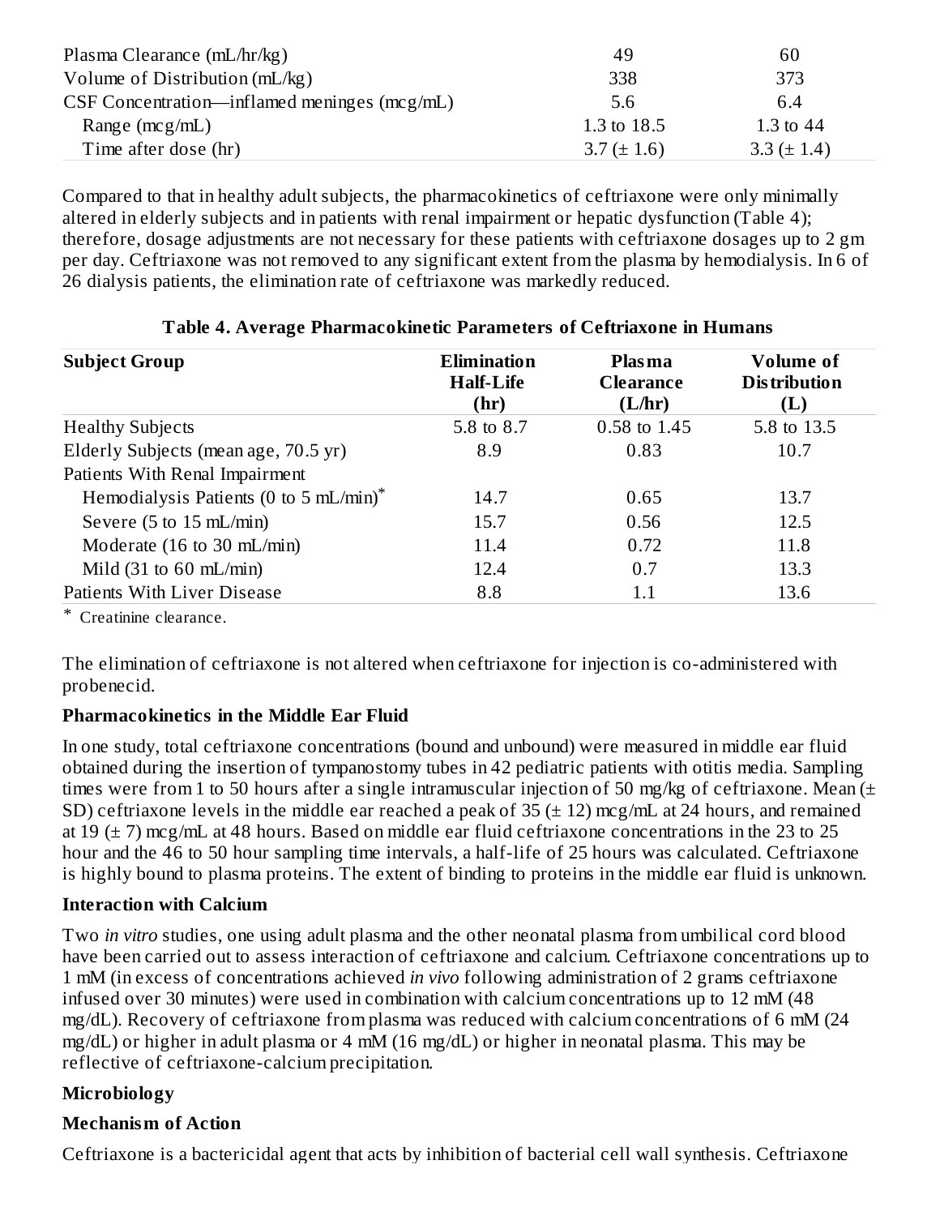| | | |
|---|---|---|
| Plasma Clearance (mL/hr/kg) | 49 | 60 |
| Volume of Distribution (mL/kg) | 338 | 373 |
| CSF Concentration—inflamed meninges (mcg/mL) | 5.6 | 6.4 |
| Range (mcg/mL) | 1.3 to 18.5 | 1.3 to 44 |
| Time after dose (hr) | 3.7 (± 1.6) | 3.3 (± 1.4) |

Compared to that in healthy adult subjects, the pharmacokinetics of ceftriaxone were only minimally altered in elderly subjects and in patients with renal impairment or hepatic dysfunction (Table 4); therefore, dosage adjustments are not necessary for these patients with ceftriaxone dosages up to 2 gm per day. Ceftriaxone was not removed to any significant extent from the plasma by hemodialysis. In 6 of 26 dialysis patients, the elimination rate of ceftriaxone was markedly reduced.

**Table 4. Average Pharmacokinetic Parameters of Ceftriaxone in Humans**

| Subject Group | Elimination Half-Life (hr) | Plasma Clearance (L/hr) | Volume of Distribution (L) |
|---|---|---|---|
| Healthy Subjects | 5.8 to 8.7 | 0.58 to 1.45 | 5.8 to 13.5 |
| Elderly Subjects (mean age, 70.5 yr) | 8.9 | 0.83 | 10.7 |
| Patients With Renal Impairment | | | |
| Hemodialysis Patients (0 to 5 mL/min)* | 14.7 | 0.65 | 13.7 |
| Severe (5 to 15 mL/min) | 15.7 | 0.56 | 12.5 |
| Moderate (16 to 30 mL/min) | 11.4 | 0.72 | 11.8 |
| Mild (31 to 60 mL/min) | 12.4 | 0.7 | 13.3 |
| Patients With Liver Disease | 8.8 | 1.1 | 13.6 |

\* Creatinine clearance.

The elimination of ceftriaxone is not altered when ceftriaxone for injection is co-administered with probenecid.

**Pharmacokinetics in the Middle Ear Fluid**

In one study, total ceftriaxone concentrations (bound and unbound) were measured in middle ear fluid obtained during the insertion of tympanostomy tubes in 42 pediatric patients with otitis media. Sampling times were from 1 to 50 hours after a single intramuscular injection of 50 mg/kg of ceftriaxone. Mean (± SD) ceftriaxone levels in the middle ear reached a peak of 35 (± 12) mcg/mL at 24 hours, and remained at 19 (± 7) mcg/mL at 48 hours. Based on middle ear fluid ceftriaxone concentrations in the 23 to 25 hour and the 46 to 50 hour sampling time intervals, a half-life of 25 hours was calculated. Ceftriaxone is highly bound to plasma proteins. The extent of binding to proteins in the middle ear fluid is unknown.

**Interaction with Calcium**

Two *in vitro* studies, one using adult plasma and the other neonatal plasma from umbilical cord blood have been carried out to assess interaction of ceftriaxone and calcium. Ceftriaxone concentrations up to 1 mM (in excess of concentrations achieved *in vivo* following administration of 2 grams ceftriaxone infused over 30 minutes) were used in combination with calcium concentrations up to 12 mM (48 mg/dL). Recovery of ceftriaxone from plasma was reduced with calcium concentrations of 6 mM (24 mg/dL) or higher in adult plasma or 4 mM (16 mg/dL) or higher in neonatal plasma. This may be reflective of ceftriaxone-calcium precipitation.

**Microbiology**

**Mechanism of Action**

Ceftriaxone is a bactericidal agent that acts by inhibition of bacterial cell wall synthesis. Ceftriaxone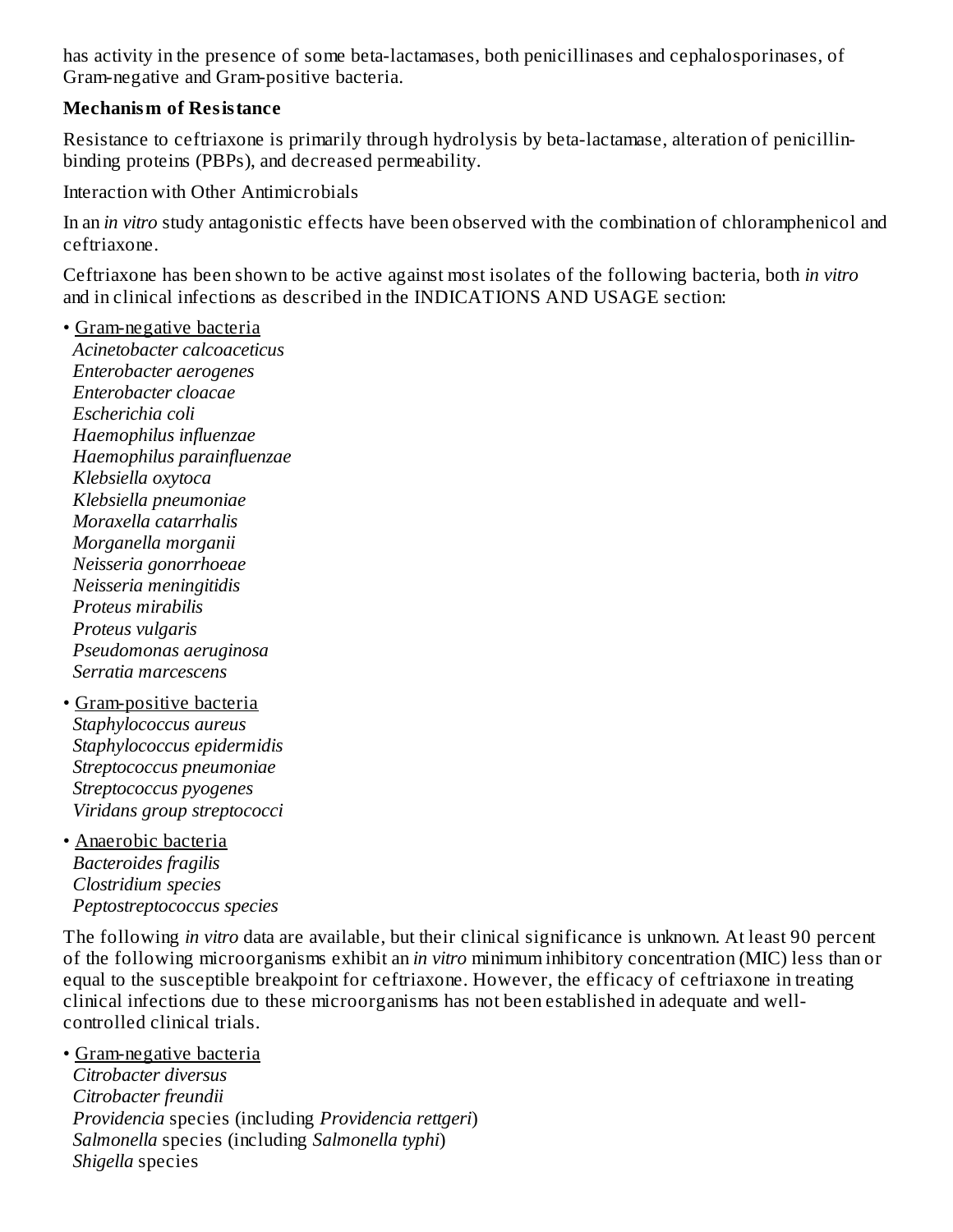has activity in the presence of some beta-lactamases, both penicillinases and cephalosporinases, of Gram-negative and Gram-positive bacteria.

**Mechanism of Resistance**

Resistance to ceftriaxone is primarily through hydrolysis by beta-lactamase, alteration of penicillin-binding proteins (PBPs), and decreased permeability.

Interaction with Other Antimicrobials

In an *in vitro* study antagonistic effects have been observed with the combination of chloramphenicol and ceftriaxone.

Ceftriaxone has been shown to be active against most isolates of the following bacteria, both *in vitro* and in clinical infections as described in the INDICATIONS AND USAGE section:

- <u>Gram-negative bacteria</u>
  *Acinetobacter calcoaceticus*
  *Enterobacter aerogenes*
  *Enterobacter cloacae*
  *Escherichia coli*
  *Haemophilus influenzae*
  *Haemophilus parainfluenzae*
  *Klebsiella oxytoca*
  *Klebsiella pneumoniae*
  *Moraxella catarrhalis*
  *Morganella morganii*
  *Neisseria gonorrhoeae*
  *Neisseria meningitidis*
  *Proteus mirabilis*
  *Proteus vulgaris*
  *Pseudomonas aeruginosa*
  *Serratia marcescens*
- <u>Gram-positive bacteria</u>
  *Staphylococcus aureus*
  *Staphylococcus epidermidis*
  *Streptococcus pneumoniae*
  *Streptococcus pyogenes*
  *Viridans group streptococci*
- <u>Anaerobic bacteria</u>
  *Bacteroides fragilis*
  *Clostridium species*
  *Peptostreptococcus species*

The following *in vitro* data are available, but their clinical significance is unknown. At least 90 percent of the following microorganisms exhibit an *in vitro* minimum inhibitory concentration (MIC) less than or equal to the susceptible breakpoint for ceftriaxone. However, the efficacy of ceftriaxone in treating clinical infections due to these microorganisms has not been established in adequate and well-controlled clinical trials.

- <u>Gram-negative bacteria</u>
  *Citrobacter diversus*
  *Citrobacter freundii*
  *Providencia* species (including *Providencia rettgeri*)
  *Salmonella* species (including *Salmonella typhi*)
  *Shigella* species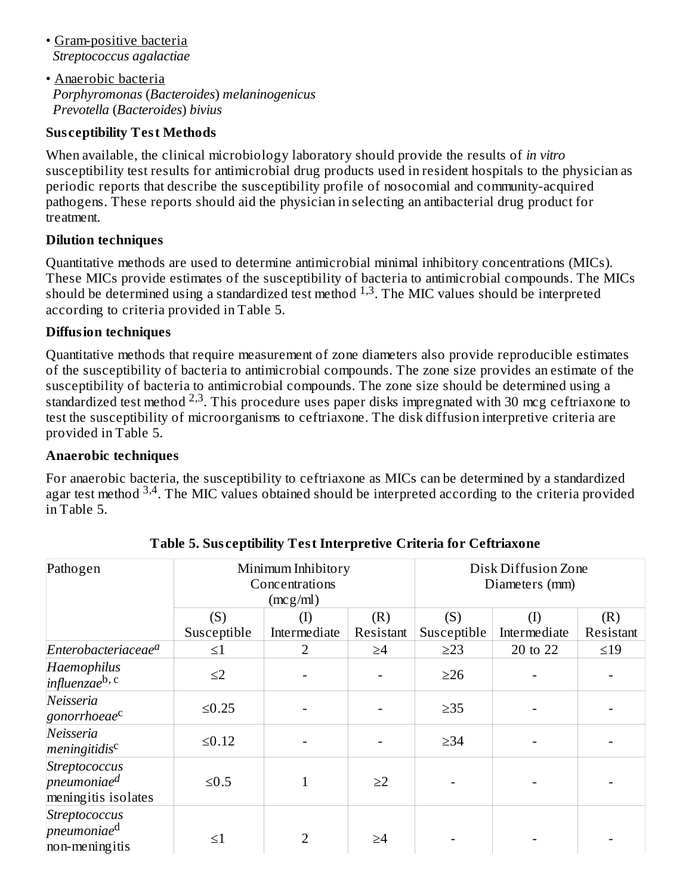- Gram-positive bacteria
  *Streptococcus agalactiae*

- Anaerobic bacteria
  *Porphyromonas* (*Bacteroides*) *melaninogenicus*
  *Prevotella* (*Bacteroides*) *bivius*

**Susceptibility Test Methods**

When available, the clinical microbiology laboratory should provide the results of *in vitro* susceptibility test results for antimicrobial drug products used in resident hospitals to the physician as periodic reports that describe the susceptibility profile of nosocomial and community-acquired pathogens. These reports should aid the physician in selecting an antibacterial drug product for treatment.

**Dilution techniques**

Quantitative methods are used to determine antimicrobial minimal inhibitory concentrations (MICs). These MICs provide estimates of the susceptibility of bacteria to antimicrobial compounds. The MICs should be determined using a standardized test method [1,3]. The MIC values should be interpreted according to criteria provided in Table 5.

**Diffusion techniques**

Quantitative methods that require measurement of zone diameters also provide reproducible estimates of the susceptibility of bacteria to antimicrobial compounds. The zone size provides an estimate of the susceptibility of bacteria to antimicrobial compounds. The zone size should be determined using a standardized test method [2,3]. This procedure uses paper disks impregnated with 30 mcg ceftriaxone to test the susceptibility of microorganisms to ceftriaxone. The disk diffusion interpretive criteria are provided in Table 5.

**Anaerobic techniques**

For anaerobic bacteria, the susceptibility to ceftriaxone as MICs can be determined by a standardized agar test method [3,4]. The MIC values obtained should be interpreted according to the criteria provided in Table 5.

**Table 5. Susceptibility Test Interpretive Criteria for Ceftriaxone**

| Pathogen | Minimum Inhibitory Concentrations (mcg/ml) | | | Disk Diffusion Zone Diameters (mm) | | |
|---|---|---|---|---|---|---|
| | (S) Susceptible | (I) Intermediate | (R) Resistant | (S) Susceptible | (I) Intermediate | (R) Resistant |
| *Enterobacteriaceae*[a] | ≤1 | 2 | ≥4 | ≥23 | 20 to 22 | ≤19 |
| *Haemophilus influenzae*[b, c] | ≤2 | - | - | ≥26 | - | - |
| *Neisseria gonorrhoeae*[c] | ≤0.25 | - | - | ≥35 | - | - |
| *Neisseria meningitidis*[c] | ≤0.12 | - | - | ≥34 | - | - |
| *Streptococcus pneumoniae*[d] meningitis isolates | ≤0.5 | 1 | ≥2 | - | - | - |
| *Streptococcus pneumoniae*[d] non-meningitis | ≤1 | 2 | ≥4 | - | - | - |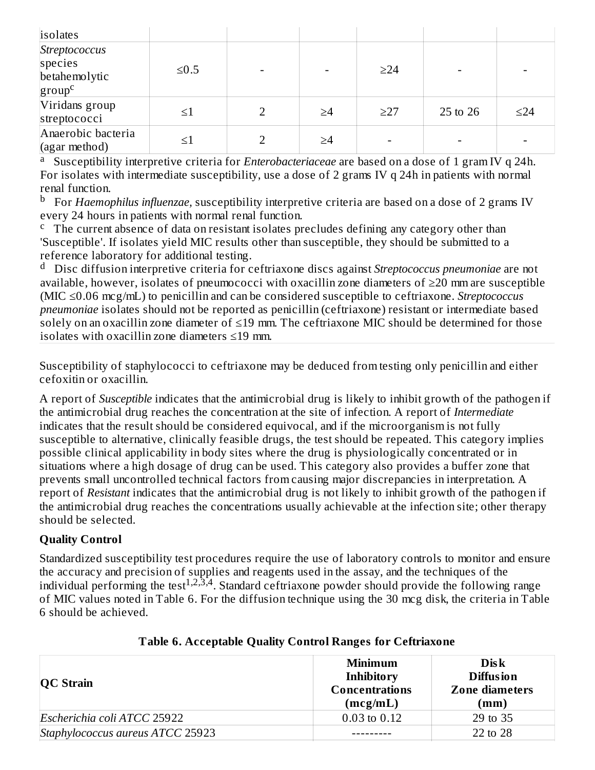| isolates | | | | | | |
|---|---|---|---|---|---|---|
| *Streptococcus* species betahemolytic group[c] | ≤0.5 | - | - | ≥24 | - | - |
| Viridans group streptococci | ≤1 | 2 | ≥4 | ≥27 | 25 to 26 | ≤24 |
| Anaerobic bacteria (agar method) | ≤1 | 2 | ≥4 | - | - | - |

[a] Susceptibility interpretive criteria for *Enterobacteriaceae* are based on a dose of 1 gram IV q 24h. For isolates with intermediate susceptibility, use a dose of 2 grams IV q 24h in patients with normal renal function.

[b] For *Haemophilus influenzae*, susceptibility interpretive criteria are based on a dose of 2 grams IV every 24 hours in patients with normal renal function.

[c] The current absence of data on resistant isolates precludes defining any category other than 'Susceptible'. If isolates yield MIC results other than susceptible, they should be submitted to a reference laboratory for additional testing.

[d] Disc diffusion interpretive criteria for ceftriaxone discs against *Streptococcus pneumoniae* are not available, however, isolates of pneumococci with oxacillin zone diameters of ≥20 mm are susceptible (MIC ≤0.06 mcg/mL) to penicillin and can be considered susceptible to ceftriaxone. *Streptococcus pneumoniae* isolates should not be reported as penicillin (ceftriaxone) resistant or intermediate based solely on an oxacillin zone diameter of ≤19 mm. The ceftriaxone MIC should be determined for those isolates with oxacillin zone diameters ≤19 mm.

Susceptibility of staphylococci to ceftriaxone may be deduced from testing only penicillin and either cefoxitin or oxacillin.

A report of *Susceptible* indicates that the antimicrobial drug is likely to inhibit growth of the pathogen if the antimicrobial drug reaches the concentration at the site of infection. A report of *Intermediate* indicates that the result should be considered equivocal, and if the microorganism is not fully susceptible to alternative, clinically feasible drugs, the test should be repeated. This category implies possible clinical applicability in body sites where the drug is physiologically concentrated or in situations where a high dosage of drug can be used. This category also provides a buffer zone that prevents small uncontrolled technical factors from causing major discrepancies in interpretation. A report of *Resistant* indicates that the antimicrobial drug is not likely to inhibit growth of the pathogen if the antimicrobial drug reaches the concentrations usually achievable at the infection site; other therapy should be selected.

**Quality Control**

Standardized susceptibility test procedures require the use of laboratory controls to monitor and ensure the accuracy and precision of supplies and reagents used in the assay, and the techniques of the individual performing the test[1,2,3,4]. Standard ceftriaxone powder should provide the following range of MIC values noted in Table 6. For the diffusion technique using the 30 mcg disk, the criteria in Table 6 should be achieved.

**Table 6. Acceptable Quality Control Ranges for Ceftriaxone**

| QC Strain | Minimum Inhibitory Concentrations (mcg/mL) | Disk Diffusion Zone diameters (mm) |
|---|---|---|
| *Escherichia coli ATCC* 25922 | 0.03 to 0.12 | 29 to 35 |
| *Staphylococcus aureus ATCC* 25923 | --------- | 22 to 28 |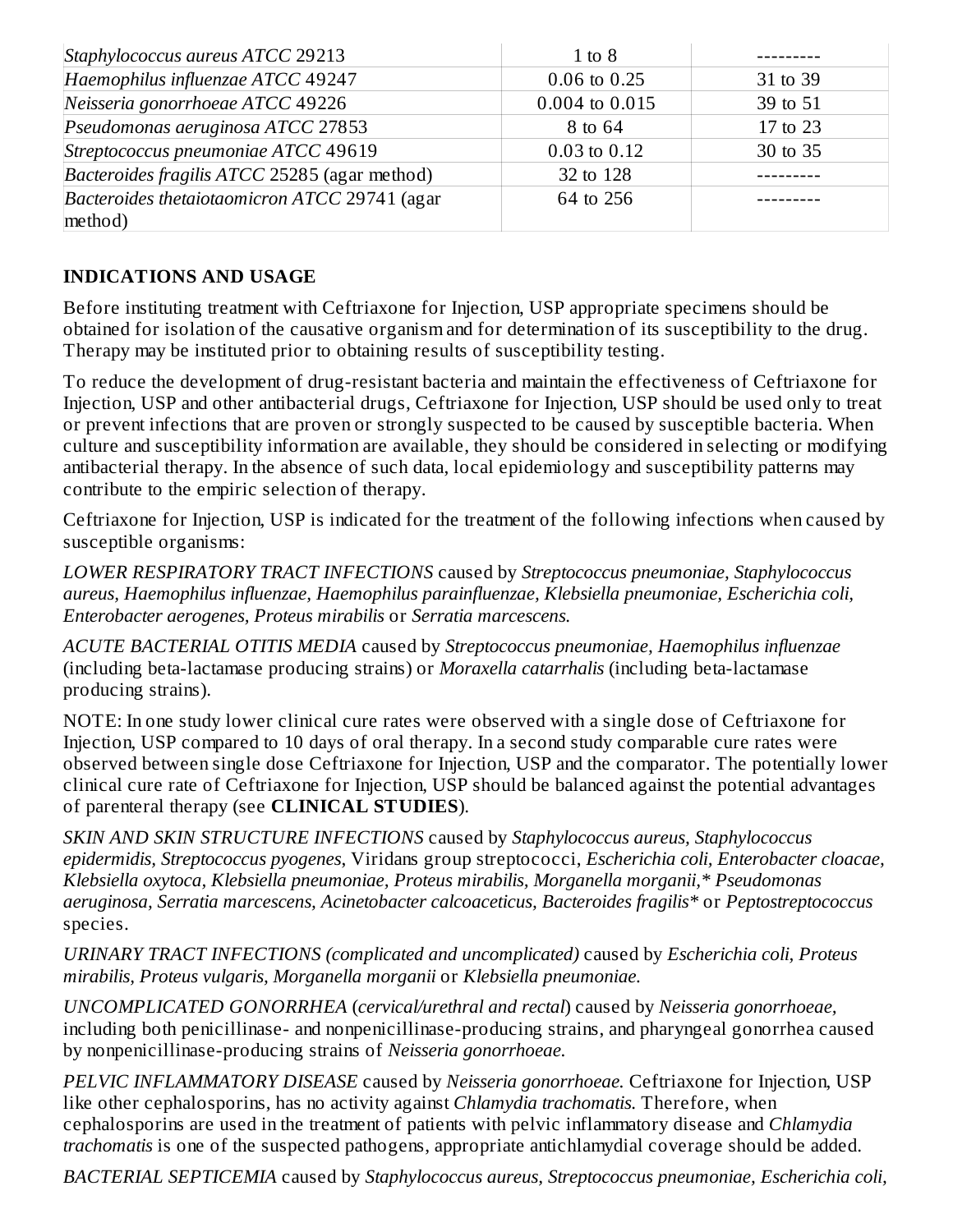| | | |
|---|---|---|
| *Staphylococcus aureus ATCC* 29213 | 1 to 8 | --------- |
| *Haemophilus influenzae ATCC* 49247 | 0.06 to 0.25 | 31 to 39 |
| *Neisseria gonorrhoeae ATCC* 49226 | 0.004 to 0.015 | 39 to 51 |
| *Pseudomonas aeruginosa ATCC* 27853 | 8 to 64 | 17 to 23 |
| *Streptococcus pneumoniae ATCC* 49619 | 0.03 to 0.12 | 30 to 35 |
| *Bacteroides fragilis ATCC* 25285 (agar method) | 32 to 128 | --------- |
| *Bacteroides thetaiotaomicron ATCC* 29741 (agar method) | 64 to 256 | --------- |

## INDICATIONS AND USAGE

Before instituting treatment with Ceftriaxone for Injection, USP appropriate specimens should be obtained for isolation of the causative organism and for determination of its susceptibility to the drug. Therapy may be instituted prior to obtaining results of susceptibility testing.

To reduce the development of drug-resistant bacteria and maintain the effectiveness of Ceftriaxone for Injection, USP and other antibacterial drugs, Ceftriaxone for Injection, USP should be used only to treat or prevent infections that are proven or strongly suspected to be caused by susceptible bacteria. When culture and susceptibility information are available, they should be considered in selecting or modifying antibacterial therapy. In the absence of such data, local epidemiology and susceptibility patterns may contribute to the empiric selection of therapy.

Ceftriaxone for Injection, USP is indicated for the treatment of the following infections when caused by susceptible organisms:

*LOWER RESPIRATORY TRACT INFECTIONS* caused by *Streptococcus pneumoniae, Staphylococcus aureus, Haemophilus influenzae, Haemophilus parainfluenzae, Klebsiella pneumoniae, Escherichia coli, Enterobacter aerogenes, Proteus mirabilis* or *Serratia marcescens.*

*ACUTE BACTERIAL OTITIS MEDIA* caused by *Streptococcus pneumoniae, Haemophilus influenzae* (including beta-lactamase producing strains) or *Moraxella catarrhalis* (including beta-lactamase producing strains).

NOTE: In one study lower clinical cure rates were observed with a single dose of Ceftriaxone for Injection, USP compared to 10 days of oral therapy. In a second study comparable cure rates were observed between single dose Ceftriaxone for Injection, USP and the comparator. The potentially lower clinical cure rate of Ceftriaxone for Injection, USP should be balanced against the potential advantages of parenteral therapy (see **CLINICAL STUDIES**).

*SKIN AND SKIN STRUCTURE INFECTIONS* caused by *Staphylococcus aureus, Staphylococcus epidermidis, Streptococcus pyogenes*, Viridans group streptococci, *Escherichia coli, Enterobacter cloacae, Klebsiella oxytoca, Klebsiella pneumoniae, Proteus mirabilis, Morganella morganii,\* Pseudomonas aeruginosa, Serratia marcescens, Acinetobacter calcoaceticus, Bacteroides fragilis\** or *Peptostreptococcus* species.

*URINARY TRACT INFECTIONS (complicated and uncomplicated)* caused by *Escherichia coli, Proteus mirabilis, Proteus vulgaris, Morganella morganii* or *Klebsiella pneumoniae.*

*UNCOMPLICATED GONORRHEA* (*cervical/urethral and rectal*) caused by *Neisseria gonorrhoeae,* including both penicillinase- and nonpenicillinase-producing strains, and pharyngeal gonorrhea caused by nonpenicillinase-producing strains of *Neisseria gonorrhoeae.*

*PELVIC INFLAMMATORY DISEASE* caused by *Neisseria gonorrhoeae.* Ceftriaxone for Injection, USP like other cephalosporins, has no activity against *Chlamydia trachomatis.* Therefore, when cephalosporins are used in the treatment of patients with pelvic inflammatory disease and *Chlamydia trachomatis* is one of the suspected pathogens, appropriate antichlamydial coverage should be added.

*BACTERIAL SEPTICEMIA* caused by *Staphylococcus aureus, Streptococcus pneumoniae, Escherichia coli,*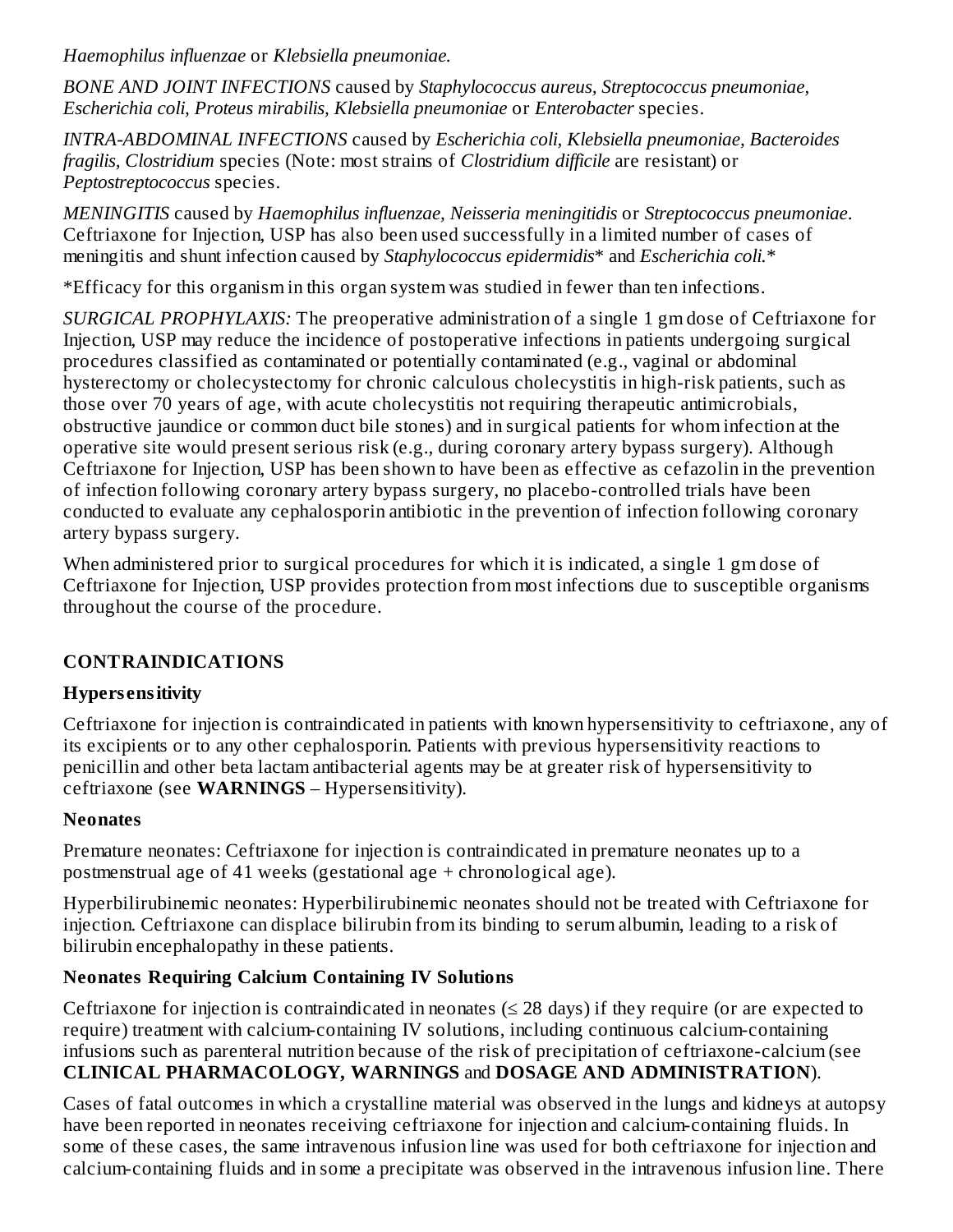*Haemophilus influenzae* or *Klebsiella pneumoniae.*

*BONE AND JOINT INFECTIONS* caused by *Staphylococcus aureus, Streptococcus pneumoniae, Escherichia coli, Proteus mirabilis, Klebsiella pneumoniae* or *Enterobacter* species.

*INTRA-ABDOMINAL INFECTIONS* caused by *Escherichia coli, Klebsiella pneumoniae, Bacteroides fragilis, Clostridium* species (Note: most strains of *Clostridium difficile* are resistant) or *Peptostreptococcus* species.

*MENINGITIS* caused by *Haemophilus influenzae, Neisseria meningitidis* or *Streptococcus pneumoniae*. Ceftriaxone for Injection, USP has also been used successfully in a limited number of cases of meningitis and shunt infection caused by *Staphylococcus epidermidis*\* and *Escherichia coli.*\*

\*Efficacy for this organism in this organ system was studied in fewer than ten infections.

*SURGICAL PROPHYLAXIS:* The preoperative administration of a single 1 gm dose of Ceftriaxone for Injection, USP may reduce the incidence of postoperative infections in patients undergoing surgical procedures classified as contaminated or potentially contaminated (e.g., vaginal or abdominal hysterectomy or cholecystectomy for chronic calculous cholecystitis in high-risk patients, such as those over 70 years of age, with acute cholecystitis not requiring therapeutic antimicrobials, obstructive jaundice or common duct bile stones) and in surgical patients for whom infection at the operative site would present serious risk (e.g., during coronary artery bypass surgery). Although Ceftriaxone for Injection, USP has been shown to have been as effective as cefazolin in the prevention of infection following coronary artery bypass surgery, no placebo-controlled trials have been conducted to evaluate any cephalosporin antibiotic in the prevention of infection following coronary artery bypass surgery.

When administered prior to surgical procedures for which it is indicated, a single 1 gm dose of Ceftriaxone for Injection, USP provides protection from most infections due to susceptible organisms throughout the course of the procedure.

## CONTRAINDICATIONS

### Hypersensitivity

Ceftriaxone for injection is contraindicated in patients with known hypersensitivity to ceftriaxone, any of its excipients or to any other cephalosporin. Patients with previous hypersensitivity reactions to penicillin and other beta lactam antibacterial agents may be at greater risk of hypersensitivity to ceftriaxone (see **WARNINGS** – Hypersensitivity).

### Neonates

Premature neonates: Ceftriaxone for injection is contraindicated in premature neonates up to a postmenstrual age of 41 weeks (gestational age + chronological age).

Hyperbilirubinemic neonates: Hyperbilirubinemic neonates should not be treated with Ceftriaxone for injection. Ceftriaxone can displace bilirubin from its binding to serum albumin, leading to a risk of bilirubin encephalopathy in these patients.

### Neonates Requiring Calcium Containing IV Solutions

Ceftriaxone for injection is contraindicated in neonates (≤ 28 days) if they require (or are expected to require) treatment with calcium-containing IV solutions, including continuous calcium-containing infusions such as parenteral nutrition because of the risk of precipitation of ceftriaxone-calcium (see **CLINICAL PHARMACOLOGY, WARNINGS** and **DOSAGE AND ADMINISTRATION**).

Cases of fatal outcomes in which a crystalline material was observed in the lungs and kidneys at autopsy have been reported in neonates receiving ceftriaxone for injection and calcium-containing fluids. In some of these cases, the same intravenous infusion line was used for both ceftriaxone for injection and calcium-containing fluids and in some a precipitate was observed in the intravenous infusion line. There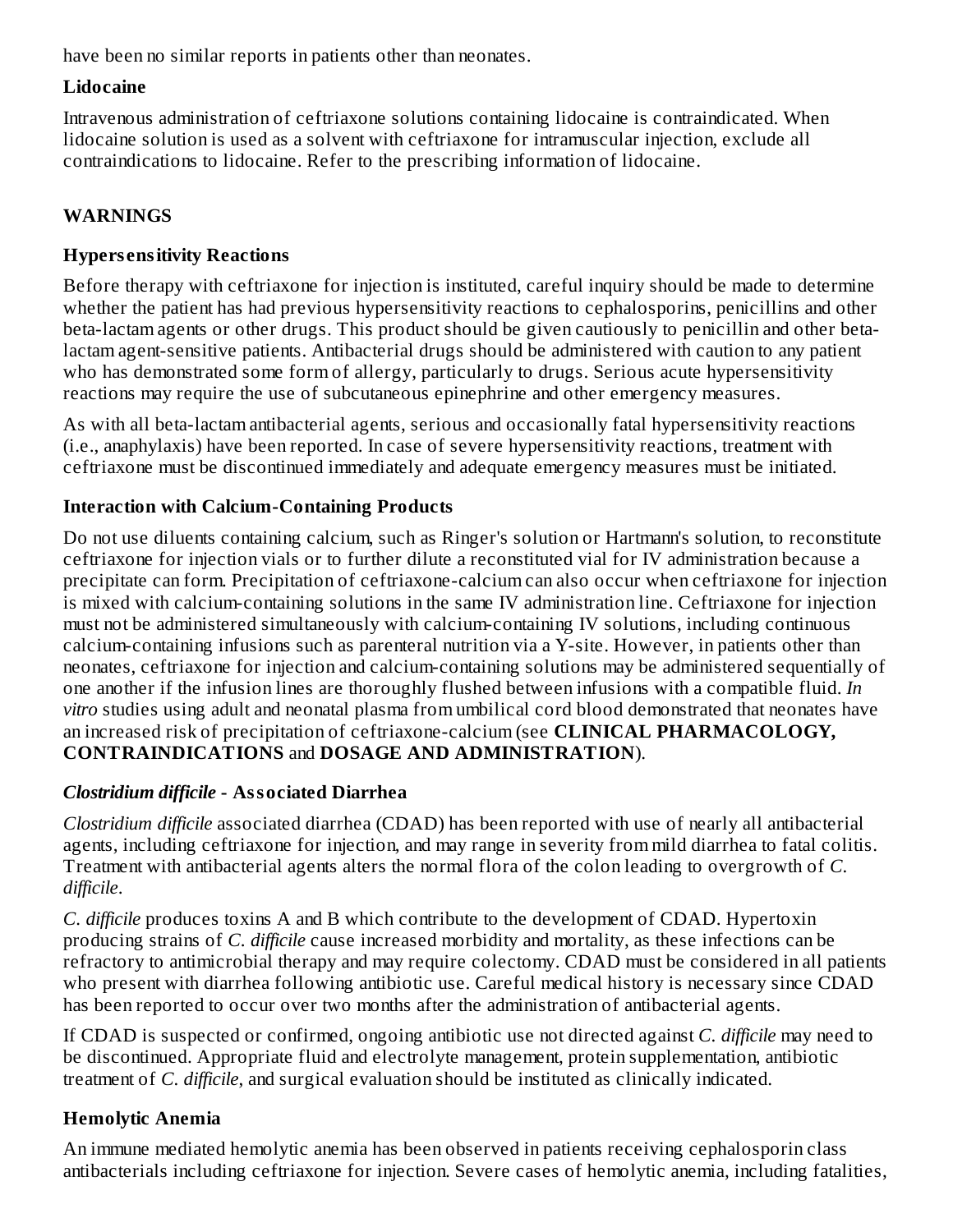have been no similar reports in patients other than neonates.

**Lidocaine**

Intravenous administration of ceftriaxone solutions containing lidocaine is contraindicated. When lidocaine solution is used as a solvent with ceftriaxone for intramuscular injection, exclude all contraindications to lidocaine. Refer to the prescribing information of lidocaine.

## WARNINGS

### Hypersensitivity Reactions

Before therapy with ceftriaxone for injection is instituted, careful inquiry should be made to determine whether the patient has had previous hypersensitivity reactions to cephalosporins, penicillins and other beta-lactam agents or other drugs. This product should be given cautiously to penicillin and other beta-lactam agent-sensitive patients. Antibacterial drugs should be administered with caution to any patient who has demonstrated some form of allergy, particularly to drugs. Serious acute hypersensitivity reactions may require the use of subcutaneous epinephrine and other emergency measures.

As with all beta-lactam antibacterial agents, serious and occasionally fatal hypersensitivity reactions (i.e., anaphylaxis) have been reported. In case of severe hypersensitivity reactions, treatment with ceftriaxone must be discontinued immediately and adequate emergency measures must be initiated.

### Interaction with Calcium-Containing Products

Do not use diluents containing calcium, such as Ringer's solution or Hartmann's solution, to reconstitute ceftriaxone for injection vials or to further dilute a reconstituted vial for IV administration because a precipitate can form. Precipitation of ceftriaxone-calcium can also occur when ceftriaxone for injection is mixed with calcium-containing solutions in the same IV administration line. Ceftriaxone for injection must not be administered simultaneously with calcium-containing IV solutions, including continuous calcium-containing infusions such as parenteral nutrition via a Y-site. However, in patients other than neonates, ceftriaxone for injection and calcium-containing solutions may be administered sequentially of one another if the infusion lines are thoroughly flushed between infusions with a compatible fluid. *In vitro* studies using adult and neonatal plasma from umbilical cord blood demonstrated that neonates have an increased risk of precipitation of ceftriaxone-calcium (see **CLINICAL PHARMACOLOGY, CONTRAINDICATIONS** and **DOSAGE AND ADMINISTRATION**).

### *Clostridium difficile* - Associated Diarrhea

*Clostridium difficile* associated diarrhea (CDAD) has been reported with use of nearly all antibacterial agents, including ceftriaxone for injection, and may range in severity from mild diarrhea to fatal colitis. Treatment with antibacterial agents alters the normal flora of the colon leading to overgrowth of *C. difficile*.

*C. difficile* produces toxins A and B which contribute to the development of CDAD. Hypertoxin producing strains of *C. difficile* cause increased morbidity and mortality, as these infections can be refractory to antimicrobial therapy and may require colectomy. CDAD must be considered in all patients who present with diarrhea following antibiotic use. Careful medical history is necessary since CDAD has been reported to occur over two months after the administration of antibacterial agents.

If CDAD is suspected or confirmed, ongoing antibiotic use not directed against *C. difficile* may need to be discontinued. Appropriate fluid and electrolyte management, protein supplementation, antibiotic treatment of *C. difficile*, and surgical evaluation should be instituted as clinically indicated.

### Hemolytic Anemia

An immune mediated hemolytic anemia has been observed in patients receiving cephalosporin class antibacterials including ceftriaxone for injection. Severe cases of hemolytic anemia, including fatalities,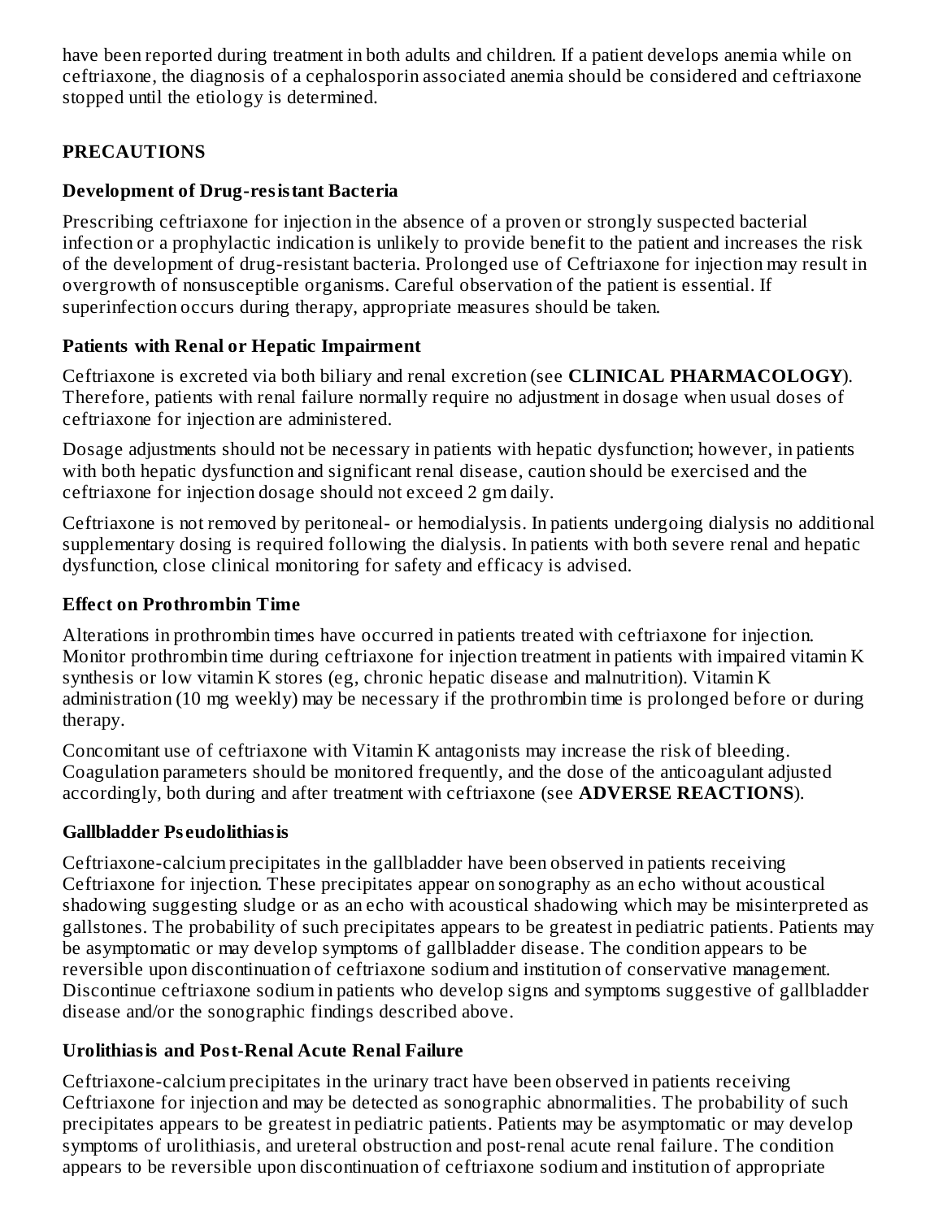have been reported during treatment in both adults and children. If a patient develops anemia while on ceftriaxone, the diagnosis of a cephalosporin associated anemia should be considered and ceftriaxone stopped until the etiology is determined.

## PRECAUTIONS

### Development of Drug-resistant Bacteria

Prescribing ceftriaxone for injection in the absence of a proven or strongly suspected bacterial infection or a prophylactic indication is unlikely to provide benefit to the patient and increases the risk of the development of drug-resistant bacteria. Prolonged use of Ceftriaxone for injection may result in overgrowth of nonsusceptible organisms. Careful observation of the patient is essential. If superinfection occurs during therapy, appropriate measures should be taken.

### Patients with Renal or Hepatic Impairment

Ceftriaxone is excreted via both biliary and renal excretion (see **CLINICAL PHARMACOLOGY**). Therefore, patients with renal failure normally require no adjustment in dosage when usual doses of ceftriaxone for injection are administered.

Dosage adjustments should not be necessary in patients with hepatic dysfunction; however, in patients with both hepatic dysfunction and significant renal disease, caution should be exercised and the ceftriaxone for injection dosage should not exceed 2 gm daily.

Ceftriaxone is not removed by peritoneal- or hemodialysis. In patients undergoing dialysis no additional supplementary dosing is required following the dialysis. In patients with both severe renal and hepatic dysfunction, close clinical monitoring for safety and efficacy is advised.

### Effect on Prothrombin Time

Alterations in prothrombin times have occurred in patients treated with ceftriaxone for injection. Monitor prothrombin time during ceftriaxone for injection treatment in patients with impaired vitamin K synthesis or low vitamin K stores (eg, chronic hepatic disease and malnutrition). Vitamin K administration (10 mg weekly) may be necessary if the prothrombin time is prolonged before or during therapy.

Concomitant use of ceftriaxone with Vitamin K antagonists may increase the risk of bleeding. Coagulation parameters should be monitored frequently, and the dose of the anticoagulant adjusted accordingly, both during and after treatment with ceftriaxone (see **ADVERSE REACTIONS**).

### Gallbladder Pseudolithiasis

Ceftriaxone-calcium precipitates in the gallbladder have been observed in patients receiving Ceftriaxone for injection. These precipitates appear on sonography as an echo without acoustical shadowing suggesting sludge or as an echo with acoustical shadowing which may be misinterpreted as gallstones. The probability of such precipitates appears to be greatest in pediatric patients. Patients may be asymptomatic or may develop symptoms of gallbladder disease. The condition appears to be reversible upon discontinuation of ceftriaxone sodium and institution of conservative management. Discontinue ceftriaxone sodium in patients who develop signs and symptoms suggestive of gallbladder disease and/or the sonographic findings described above.

### Urolithiasis and Post-Renal Acute Renal Failure

Ceftriaxone-calcium precipitates in the urinary tract have been observed in patients receiving Ceftriaxone for injection and may be detected as sonographic abnormalities. The probability of such precipitates appears to be greatest in pediatric patients. Patients may be asymptomatic or may develop symptoms of urolithiasis, and ureteral obstruction and post-renal acute renal failure. The condition appears to be reversible upon discontinuation of ceftriaxone sodium and institution of appropriate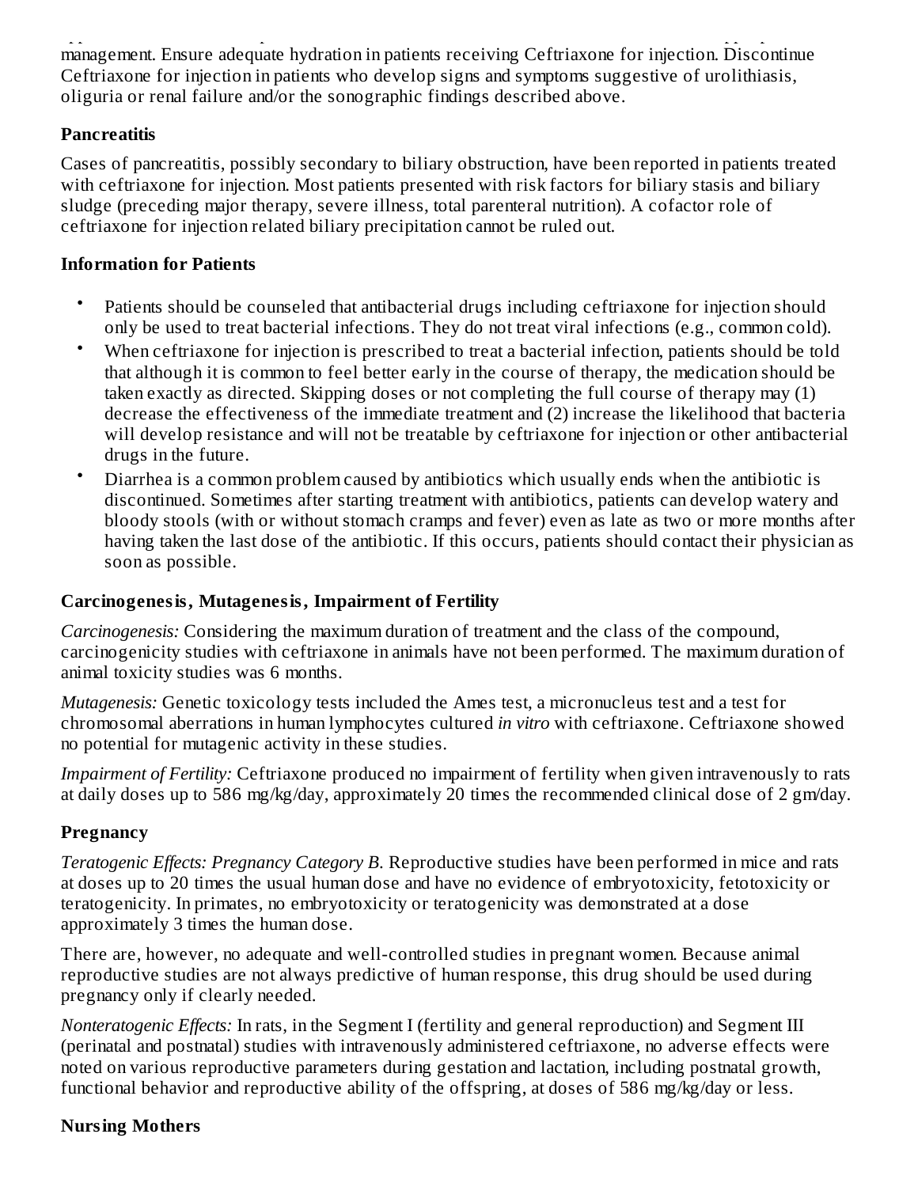management. Ensure adequate hydration in patients receiving Ceftriaxone for injection. Discontinue Ceftriaxone for injection in patients who develop signs and symptoms suggestive of urolithiasis, oliguria or renal failure and/or the sonographic findings described above.

**Pancreatitis**

Cases of pancreatitis, possibly secondary to biliary obstruction, have been reported in patients treated with ceftriaxone for injection. Most patients presented with risk factors for biliary stasis and biliary sludge (preceding major therapy, severe illness, total parenteral nutrition). A cofactor role of ceftriaxone for injection related biliary precipitation cannot be ruled out.

**Information for Patients**

- Patients should be counseled that antibacterial drugs including ceftriaxone for injection should only be used to treat bacterial infections. They do not treat viral infections (e.g., common cold).
- When ceftriaxone for injection is prescribed to treat a bacterial infection, patients should be told that although it is common to feel better early in the course of therapy, the medication should be taken exactly as directed. Skipping doses or not completing the full course of therapy may (1) decrease the effectiveness of the immediate treatment and (2) increase the likelihood that bacteria will develop resistance and will not be treatable by ceftriaxone for injection or other antibacterial drugs in the future.
- Diarrhea is a common problem caused by antibiotics which usually ends when the antibiotic is discontinued. Sometimes after starting treatment with antibiotics, patients can develop watery and bloody stools (with or without stomach cramps and fever) even as late as two or more months after having taken the last dose of the antibiotic. If this occurs, patients should contact their physician as soon as possible.

**Carcinogenesis, Mutagenesis, Impairment of Fertility**

*Carcinogenesis:* Considering the maximum duration of treatment and the class of the compound, carcinogenicity studies with ceftriaxone in animals have not been performed. The maximum duration of animal toxicity studies was 6 months.

*Mutagenesis:* Genetic toxicology tests included the Ames test, a micronucleus test and a test for chromosomal aberrations in human lymphocytes cultured *in vitro* with ceftriaxone. Ceftriaxone showed no potential for mutagenic activity in these studies.

*Impairment of Fertility:* Ceftriaxone produced no impairment of fertility when given intravenously to rats at daily doses up to 586 mg/kg/day, approximately 20 times the recommended clinical dose of 2 gm/day.

**Pregnancy**

*Teratogenic Effects: Pregnancy Category B.* Reproductive studies have been performed in mice and rats at doses up to 20 times the usual human dose and have no evidence of embryotoxicity, fetotoxicity or teratogenicity. In primates, no embryotoxicity or teratogenicity was demonstrated at a dose approximately 3 times the human dose.

There are, however, no adequate and well-controlled studies in pregnant women. Because animal reproductive studies are not always predictive of human response, this drug should be used during pregnancy only if clearly needed.

*Nonteratogenic Effects:* In rats, in the Segment I (fertility and general reproduction) and Segment III (perinatal and postnatal) studies with intravenously administered ceftriaxone, no adverse effects were noted on various reproductive parameters during gestation and lactation, including postnatal growth, functional behavior and reproductive ability of the offspring, at doses of 586 mg/kg/day or less.

**Nursing Mothers**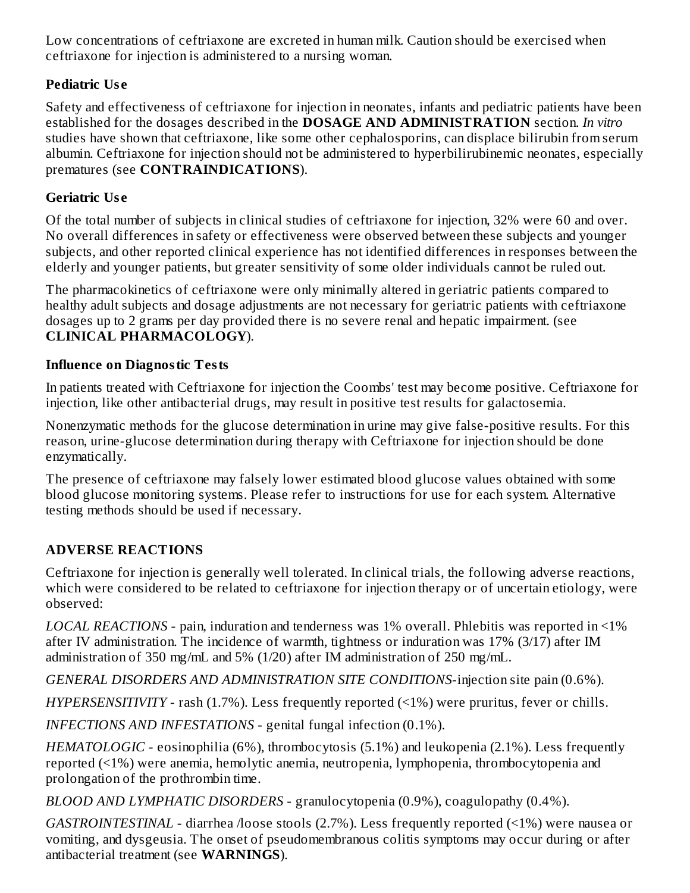Low concentrations of ceftriaxone are excreted in human milk. Caution should be exercised when ceftriaxone for injection is administered to a nursing woman.

### Pediatric Use

Safety and effectiveness of ceftriaxone for injection in neonates, infants and pediatric patients have been established for the dosages described in the **DOSAGE AND ADMINISTRATION** section. *In vitro* studies have shown that ceftriaxone, like some other cephalosporins, can displace bilirubin from serum albumin. Ceftriaxone for injection should not be administered to hyperbilirubinemic neonates, especially prematures (see **CONTRAINDICATIONS**).

### Geriatric Use

Of the total number of subjects in clinical studies of ceftriaxone for injection, 32% were 60 and over. No overall differences in safety or effectiveness were observed between these subjects and younger subjects, and other reported clinical experience has not identified differences in responses between the elderly and younger patients, but greater sensitivity of some older individuals cannot be ruled out.

The pharmacokinetics of ceftriaxone were only minimally altered in geriatric patients compared to healthy adult subjects and dosage adjustments are not necessary for geriatric patients with ceftriaxone dosages up to 2 grams per day provided there is no severe renal and hepatic impairment. (see **CLINICAL PHARMACOLOGY**).

### Influence on Diagnostic Tests

In patients treated with Ceftriaxone for injection the Coombs' test may become positive. Ceftriaxone for injection, like other antibacterial drugs, may result in positive test results for galactosemia.

Nonenzymatic methods for the glucose determination in urine may give false-positive results. For this reason, urine-glucose determination during therapy with Ceftriaxone for injection should be done enzymatically.

The presence of ceftriaxone may falsely lower estimated blood glucose values obtained with some blood glucose monitoring systems. Please refer to instructions for use for each system. Alternative testing methods should be used if necessary.

## ADVERSE REACTIONS

Ceftriaxone for injection is generally well tolerated. In clinical trials, the following adverse reactions, which were considered to be related to ceftriaxone for injection therapy or of uncertain etiology, were observed:

*LOCAL REACTIONS* - pain, induration and tenderness was 1% overall. Phlebitis was reported in <1% after IV administration. The incidence of warmth, tightness or induration was 17% (3/17) after IM administration of 350 mg/mL and 5% (1/20) after IM administration of 250 mg/mL.

*GENERAL DISORDERS AND ADMINISTRATION SITE CONDITIONS*-injection site pain (0.6%).

*HYPERSENSITIVITY* - rash (1.7%). Less frequently reported (<1%) were pruritus, fever or chills.

*INFECTIONS AND INFESTATIONS* - genital fungal infection (0.1%).

*HEMATOLOGIC* - eosinophilia (6%), thrombocytosis (5.1%) and leukopenia (2.1%). Less frequently reported (<1%) were anemia, hemolytic anemia, neutropenia, lymphopenia, thrombocytopenia and prolongation of the prothrombin time.

*BLOOD AND LYMPHATIC DISORDERS* - granulocytopenia (0.9%), coagulopathy (0.4%).

*GASTROINTESTINAL* - diarrhea /loose stools (2.7%). Less frequently reported (<1%) were nausea or vomiting, and dysgeusia. The onset of pseudomembranous colitis symptoms may occur during or after antibacterial treatment (see **WARNINGS**).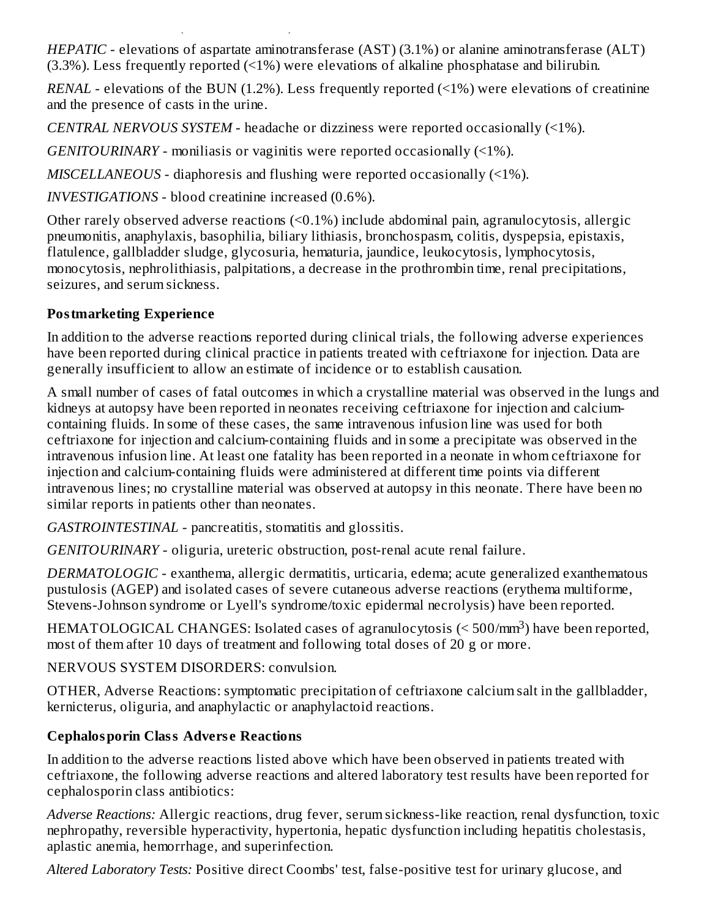*HEPATIC* - elevations of aspartate aminotransferase (AST) (3.1%) or alanine aminotransferase (ALT) (3.3%). Less frequently reported (<1%) were elevations of alkaline phosphatase and bilirubin.

*RENAL* - elevations of the BUN (1.2%). Less frequently reported (<1%) were elevations of creatinine and the presence of casts in the urine.

*CENTRAL NERVOUS SYSTEM* - headache or dizziness were reported occasionally (<1%).

*GENITOURINARY* - moniliasis or vaginitis were reported occasionally (<1%).

*MISCELLANEOUS* - diaphoresis and flushing were reported occasionally (<1%).

*INVESTIGATIONS* - blood creatinine increased (0.6%).

Other rarely observed adverse reactions (<0.1%) include abdominal pain, agranulocytosis, allergic pneumonitis, anaphylaxis, basophilia, biliary lithiasis, bronchospasm, colitis, dyspepsia, epistaxis, flatulence, gallbladder sludge, glycosuria, hematuria, jaundice, leukocytosis, lymphocytosis, monocytosis, nephrolithiasis, palpitations, a decrease in the prothrombin time, renal precipitations, seizures, and serum sickness.

**Postmarketing Experience**

In addition to the adverse reactions reported during clinical trials, the following adverse experiences have been reported during clinical practice in patients treated with ceftriaxone for injection. Data are generally insufficient to allow an estimate of incidence or to establish causation.

A small number of cases of fatal outcomes in which a crystalline material was observed in the lungs and kidneys at autopsy have been reported in neonates receiving ceftriaxone for injection and calcium-containing fluids. In some of these cases, the same intravenous infusion line was used for both ceftriaxone for injection and calcium-containing fluids and in some a precipitate was observed in the intravenous infusion line. At least one fatality has been reported in a neonate in whom ceftriaxone for injection and calcium-containing fluids were administered at different time points via different intravenous lines; no crystalline material was observed at autopsy in this neonate. There have been no similar reports in patients other than neonates.

*GASTROINTESTINAL* - pancreatitis, stomatitis and glossitis.

*GENITOURINARY* - oliguria, ureteric obstruction, post-renal acute renal failure.

*DERMATOLOGIC* - exanthema, allergic dermatitis, urticaria, edema; acute generalized exanthematous pustulosis (AGEP) and isolated cases of severe cutaneous adverse reactions (erythema multiforme, Stevens-Johnson syndrome or Lyell's syndrome/toxic epidermal necrolysis) have been reported.

HEMATOLOGICAL CHANGES: Isolated cases of agranulocytosis ($< 500/mm^3$) have been reported, most of them after 10 days of treatment and following total doses of 20 g or more.

NERVOUS SYSTEM DISORDERS: convulsion.

OTHER, Adverse Reactions: symptomatic precipitation of ceftriaxone calcium salt in the gallbladder, kernicterus, oliguria, and anaphylactic or anaphylactoid reactions.

**Cephalosporin Class Adverse Reactions**

In addition to the adverse reactions listed above which have been observed in patients treated with ceftriaxone, the following adverse reactions and altered laboratory test results have been reported for cephalosporin class antibiotics:

*Adverse Reactions:* Allergic reactions, drug fever, serum sickness-like reaction, renal dysfunction, toxic nephropathy, reversible hyperactivity, hypertonia, hepatic dysfunction including hepatitis cholestasis, aplastic anemia, hemorrhage, and superinfection.

*Altered Laboratory Tests:* Positive direct Coombs' test, false-positive test for urinary glucose, and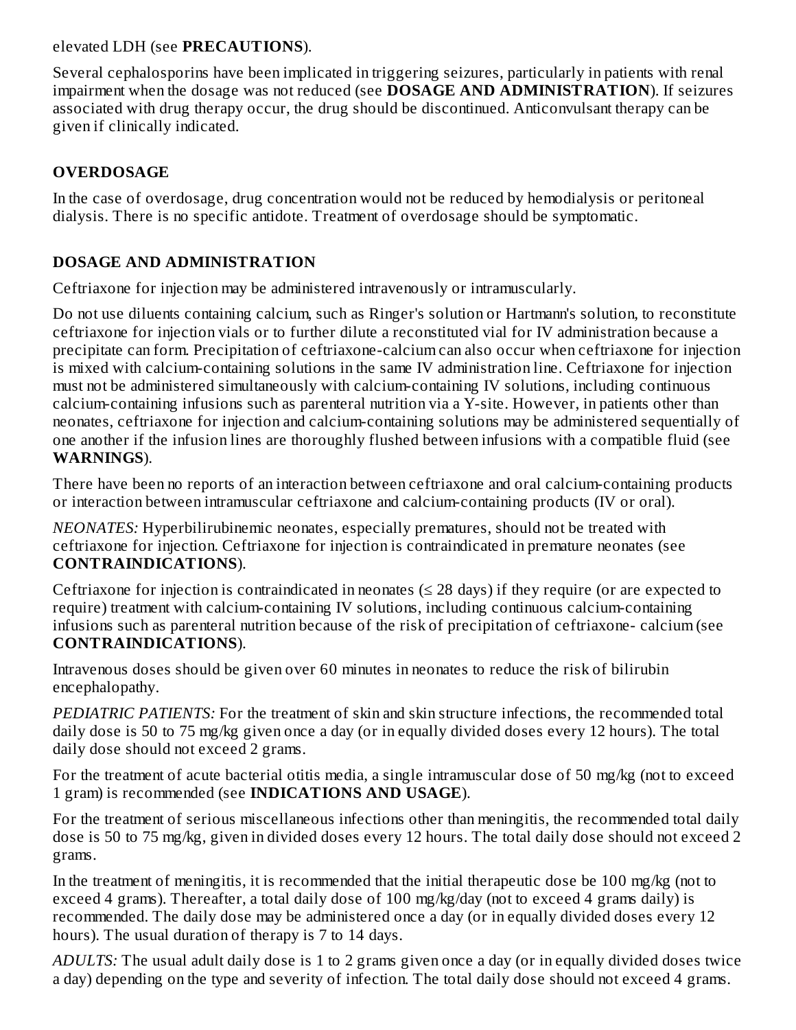elevated LDH (see **PRECAUTIONS**).

Several cephalosporins have been implicated in triggering seizures, particularly in patients with renal impairment when the dosage was not reduced (see **DOSAGE AND ADMINISTRATION**). If seizures associated with drug therapy occur, the drug should be discontinued. Anticonvulsant therapy can be given if clinically indicated.

## OVERDOSAGE

In the case of overdosage, drug concentration would not be reduced by hemodialysis or peritoneal dialysis. There is no specific antidote. Treatment of overdosage should be symptomatic.

## DOSAGE AND ADMINISTRATION

Ceftriaxone for injection may be administered intravenously or intramuscularly.

Do not use diluents containing calcium, such as Ringer's solution or Hartmann's solution, to reconstitute ceftriaxone for injection vials or to further dilute a reconstituted vial for IV administration because a precipitate can form. Precipitation of ceftriaxone-calcium can also occur when ceftriaxone for injection is mixed with calcium-containing solutions in the same IV administration line. Ceftriaxone for injection must not be administered simultaneously with calcium-containing IV solutions, including continuous calcium-containing infusions such as parenteral nutrition via a Y-site. However, in patients other than neonates, ceftriaxone for injection and calcium-containing solutions may be administered sequentially of one another if the infusion lines are thoroughly flushed between infusions with a compatible fluid (see **WARNINGS**).

There have been no reports of an interaction between ceftriaxone and oral calcium-containing products or interaction between intramuscular ceftriaxone and calcium-containing products (IV or oral).

*NEONATES:* Hyperbilirubinemic neonates, especially prematures, should not be treated with ceftriaxone for injection. Ceftriaxone for injection is contraindicated in premature neonates (see **CONTRAINDICATIONS**).

Ceftriaxone for injection is contraindicated in neonates (≤ 28 days) if they require (or are expected to require) treatment with calcium-containing IV solutions, including continuous calcium-containing infusions such as parenteral nutrition because of the risk of precipitation of ceftriaxone- calcium (see **CONTRAINDICATIONS**).

Intravenous doses should be given over 60 minutes in neonates to reduce the risk of bilirubin encephalopathy.

*PEDIATRIC PATIENTS:* For the treatment of skin and skin structure infections, the recommended total daily dose is 50 to 75 mg/kg given once a day (or in equally divided doses every 12 hours). The total daily dose should not exceed 2 grams.

For the treatment of acute bacterial otitis media, a single intramuscular dose of 50 mg/kg (not to exceed 1 gram) is recommended (see **INDICATIONS AND USAGE**).

For the treatment of serious miscellaneous infections other than meningitis, the recommended total daily dose is 50 to 75 mg/kg, given in divided doses every 12 hours. The total daily dose should not exceed 2 grams.

In the treatment of meningitis, it is recommended that the initial therapeutic dose be 100 mg/kg (not to exceed 4 grams). Thereafter, a total daily dose of 100 mg/kg/day (not to exceed 4 grams daily) is recommended. The daily dose may be administered once a day (or in equally divided doses every 12 hours). The usual duration of therapy is 7 to 14 days.

*ADULTS:* The usual adult daily dose is 1 to 2 grams given once a day (or in equally divided doses twice a day) depending on the type and severity of infection. The total daily dose should not exceed 4 grams.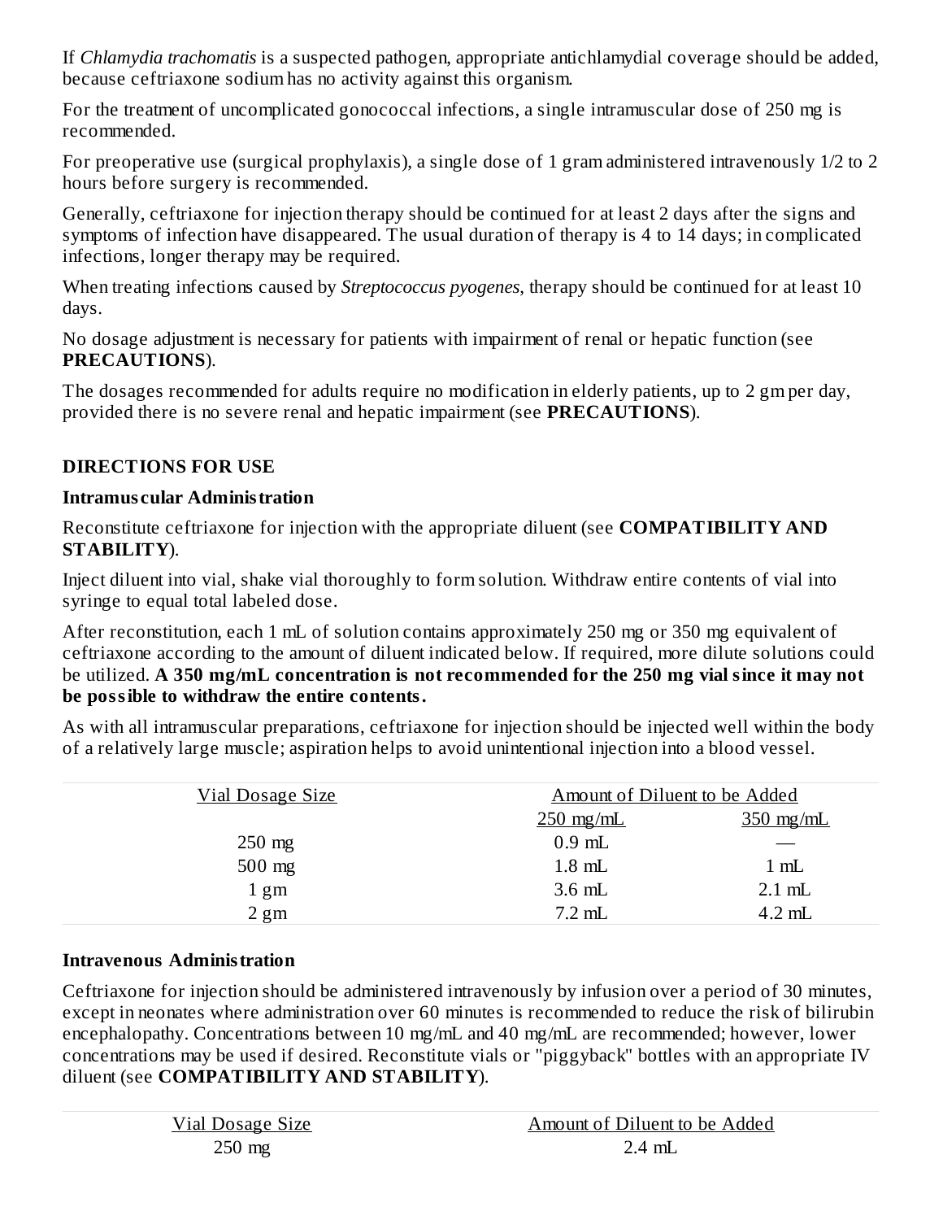If *Chlamydia trachomatis* is a suspected pathogen, appropriate antichlamydial coverage should be added, because ceftriaxone sodium has no activity against this organism.

For the treatment of uncomplicated gonococcal infections, a single intramuscular dose of 250 mg is recommended.

For preoperative use (surgical prophylaxis), a single dose of 1 gram administered intravenously 1/2 to 2 hours before surgery is recommended.

Generally, ceftriaxone for injection therapy should be continued for at least 2 days after the signs and symptoms of infection have disappeared. The usual duration of therapy is 4 to 14 days; in complicated infections, longer therapy may be required.

When treating infections caused by *Streptococcus pyogenes*, therapy should be continued for at least 10 days.

No dosage adjustment is necessary for patients with impairment of renal or hepatic function (see **PRECAUTIONS**).

The dosages recommended for adults require no modification in elderly patients, up to 2 gm per day, provided there is no severe renal and hepatic impairment (see **PRECAUTIONS**).

## DIRECTIONS FOR USE

### Intramuscular Administration

Reconstitute ceftriaxone for injection with the appropriate diluent (see **COMPATIBILITY AND STABILITY**).

Inject diluent into vial, shake vial thoroughly to form solution. Withdraw entire contents of vial into syringe to equal total labeled dose.

After reconstitution, each 1 mL of solution contains approximately 250 mg or 350 mg equivalent of ceftriaxone according to the amount of diluent indicated below. If required, more dilute solutions could be utilized. **A 350 mg/mL concentration is not recommended for the 250 mg vial since it may not be possible to withdraw the entire contents.**

As with all intramuscular preparations, ceftriaxone for injection should be injected well within the body of a relatively large muscle; aspiration helps to avoid unintentional injection into a blood vessel.

| Vial Dosage Size | Amount of Diluent to be Added | |
|---|---|---|
| | 250 mg/mL | 350 mg/mL |
| 250 mg | 0.9 mL | — |
| 500 mg | 1.8 mL | 1 mL |
| 1 gm | 3.6 mL | 2.1 mL |
| 2 gm | 7.2 mL | 4.2 mL |

### Intravenous Administration

Ceftriaxone for injection should be administered intravenously by infusion over a period of 30 minutes, except in neonates where administration over 60 minutes is recommended to reduce the risk of bilirubin encephalopathy. Concentrations between 10 mg/mL and 40 mg/mL are recommended; however, lower concentrations may be used if desired. Reconstitute vials or "piggyback" bottles with an appropriate IV diluent (see **COMPATIBILITY AND STABILITY**).

| Vial Dosage Size | Amount of Diluent to be Added |
|---|---|
| 250 mg | 2.4 mL |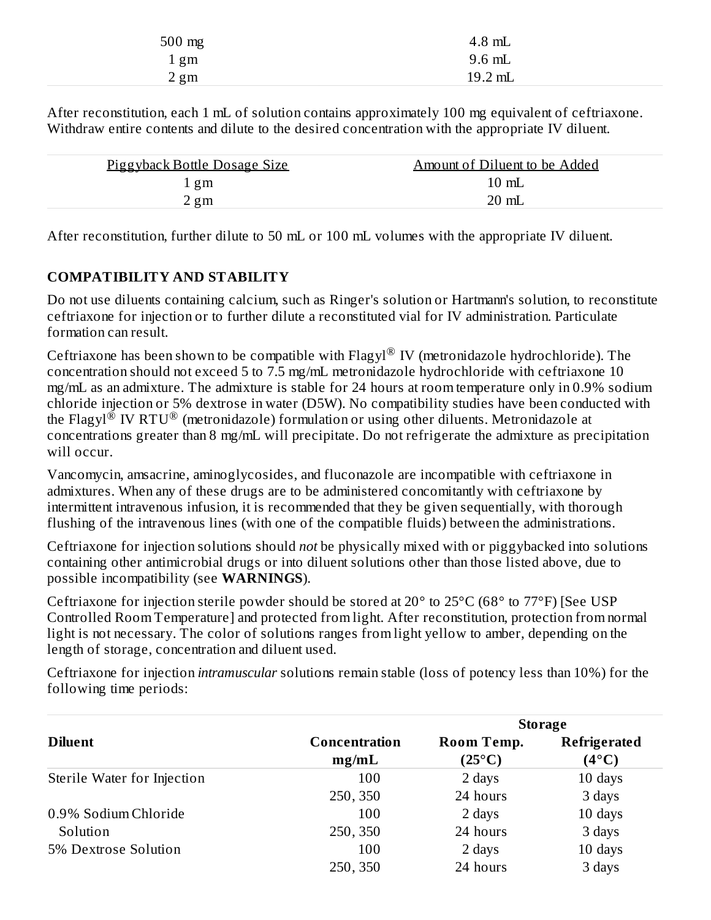| | |
|---|---|
| 500 mg | 4.8 mL |
| 1 gm | 9.6 mL |
| 2 gm | 19.2 mL |

After reconstitution, each 1 mL of solution contains approximately 100 mg equivalent of ceftriaxone. Withdraw entire contents and dilute to the desired concentration with the appropriate IV diluent.

| Piggyback Bottle Dosage Size | Amount of Diluent to be Added |
|---|---|
| 1 gm | 10 mL |
| 2 gm | 20 mL |

After reconstitution, further dilute to 50 mL or 100 mL volumes with the appropriate IV diluent.

**COMPATIBILITY AND STABILITY**

Do not use diluents containing calcium, such as Ringer's solution or Hartmann's solution, to reconstitute ceftriaxone for injection or to further dilute a reconstituted vial for IV administration. Particulate formation can result.

Ceftriaxone has been shown to be compatible with Flagyl® IV (metronidazole hydrochloride). The concentration should not exceed 5 to 7.5 mg/mL metronidazole hydrochloride with ceftriaxone 10 mg/mL as an admixture. The admixture is stable for 24 hours at room temperature only in 0.9% sodium chloride injection or 5% dextrose in water (D5W). No compatibility studies have been conducted with the Flagyl® IV RTU® (metronidazole) formulation or using other diluents. Metronidazole at concentrations greater than 8 mg/mL will precipitate. Do not refrigerate the admixture as precipitation will occur.

Vancomycin, amsacrine, aminoglycosides, and fluconazole are incompatible with ceftriaxone in admixtures. When any of these drugs are to be administered concomitantly with ceftriaxone by intermittent intravenous infusion, it is recommended that they be given sequentially, with thorough flushing of the intravenous lines (with one of the compatible fluids) between the administrations.

Ceftriaxone for injection solutions should *not* be physically mixed with or piggybacked into solutions containing other antimicrobial drugs or into diluent solutions other than those listed above, due to possible incompatibility (see **WARNINGS**).

Ceftriaxone for injection sterile powder should be stored at 20° to 25°C (68° to 77°F) [See USP Controlled Room Temperature] and protected from light. After reconstitution, protection from normal light is not necessary. The color of solutions ranges from light yellow to amber, depending on the length of storage, concentration and diluent used.

Ceftriaxone for injection *intramuscular* solutions remain stable (loss of potency less than 10%) for the following time periods:

| | | Storage | |
|---|---|---|---|
| **Diluent** | **Concentration mg/mL** | **Room Temp. (25°C)** | **Refrigerated (4°C)** |
| Sterile Water for Injection | 100 | 2 days | 10 days |
| | 250, 350 | 24 hours | 3 days |
| 0.9% Sodium Chloride Solution | 100 | 2 days | 10 days |
| | 250, 350 | 24 hours | 3 days |
| 5% Dextrose Solution | 100 | 2 days | 10 days |
| | 250, 350 | 24 hours | 3 days |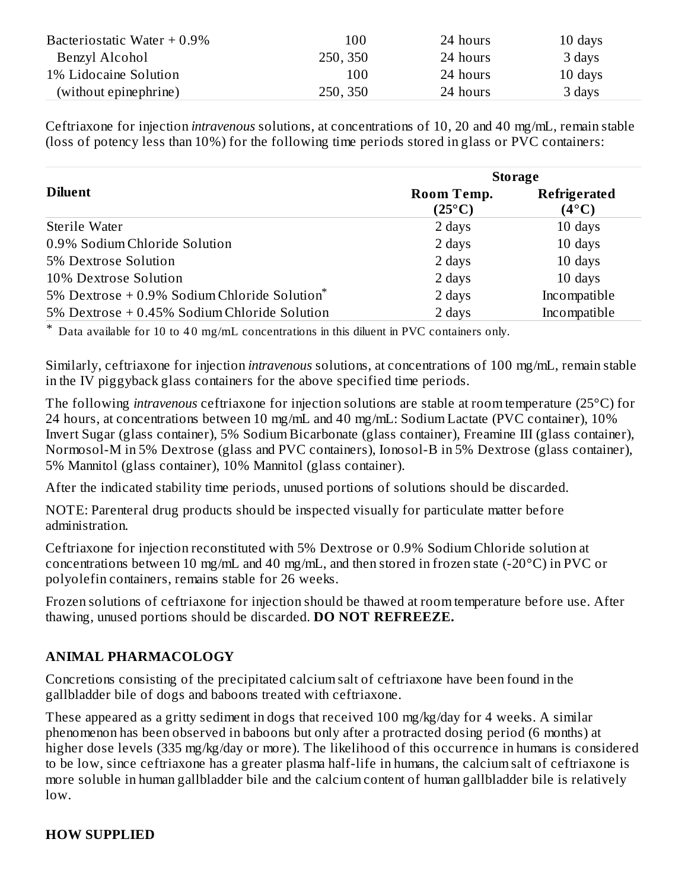| | | | |
|---|---|---|---|
| Bacteriostatic Water + 0.9% Benzyl Alcohol | 100 | 24 hours | 10 days |
| | 250, 350 | 24 hours | 3 days |
| 1% Lidocaine Solution (without epinephrine) | 100 | 24 hours | 10 days |
| | 250, 350 | 24 hours | 3 days |

Ceftriaxone for injection *intravenous* solutions, at concentrations of 10, 20 and 40 mg/mL, remain stable (loss of potency less than 10%) for the following time periods stored in glass or PVC containers:

| Diluent | Storage | |
|---|---|---|
| | **Room Temp. (25°C)** | **Refrigerated (4°C)** |
| Sterile Water | 2 days | 10 days |
| 0.9% Sodium Chloride Solution | 2 days | 10 days |
| 5% Dextrose Solution | 2 days | 10 days |
| 10% Dextrose Solution | 2 days | 10 days |
| 5% Dextrose + 0.9% Sodium Chloride Solution* | 2 days | Incompatible |
| 5% Dextrose + 0.45% Sodium Chloride Solution | 2 days | Incompatible |

\* Data available for 10 to 40 mg/mL concentrations in this diluent in PVC containers only.

Similarly, ceftriaxone for injection *intravenous* solutions, at concentrations of 100 mg/mL, remain stable in the IV piggyback glass containers for the above specified time periods.

The following *intravenous* ceftriaxone for injection solutions are stable at room temperature (25°C) for 24 hours, at concentrations between 10 mg/mL and 40 mg/mL: Sodium Lactate (PVC container), 10% Invert Sugar (glass container), 5% Sodium Bicarbonate (glass container), Freamine III (glass container), Normosol-M in 5% Dextrose (glass and PVC containers), Ionosol-B in 5% Dextrose (glass container), 5% Mannitol (glass container), 10% Mannitol (glass container).

After the indicated stability time periods, unused portions of solutions should be discarded.

NOTE: Parenteral drug products should be inspected visually for particulate matter before administration.

Ceftriaxone for injection reconstituted with 5% Dextrose or 0.9% Sodium Chloride solution at concentrations between 10 mg/mL and 40 mg/mL, and then stored in frozen state (-20°C) in PVC or polyolefin containers, remains stable for 26 weeks.

Frozen solutions of ceftriaxone for injection should be thawed at room temperature before use. After thawing, unused portions should be discarded. **DO NOT REFREEZE.**

## ANIMAL PHARMACOLOGY

Concretions consisting of the precipitated calcium salt of ceftriaxone have been found in the gallbladder bile of dogs and baboons treated with ceftriaxone.

These appeared as a gritty sediment in dogs that received 100 mg/kg/day for 4 weeks. A similar phenomenon has been observed in baboons but only after a protracted dosing period (6 months) at higher dose levels (335 mg/kg/day or more). The likelihood of this occurrence in humans is considered to be low, since ceftriaxone has a greater plasma half-life in humans, the calcium salt of ceftriaxone is more soluble in human gallbladder bile and the calcium content of human gallbladder bile is relatively low.

## HOW SUPPLIED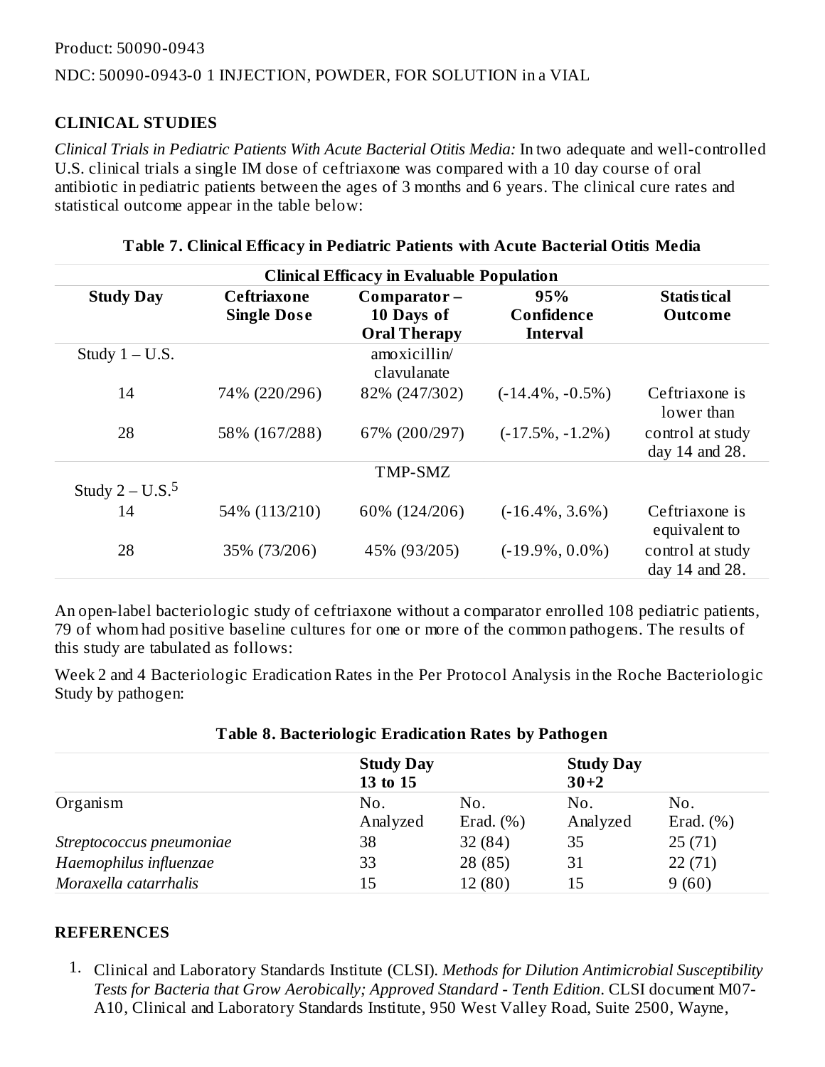Product: 50090-0943

NDC: 50090-0943-0 1 INJECTION, POWDER, FOR SOLUTION in a VIAL

## CLINICAL STUDIES

*Clinical Trials in Pediatric Patients With Acute Bacterial Otitis Media:* In two adequate and well-controlled U.S. clinical trials a single IM dose of ceftriaxone was compared with a 10 day course of oral antibiotic in pediatric patients between the ages of 3 months and 6 years. The clinical cure rates and statistical outcome appear in the table below:

**Table 7. Clinical Efficacy in Pediatric Patients with Acute Bacterial Otitis Media**

| Clinical Efficacy in Evaluable Population | | | | |
|---|---|---|---|---|
| **Study Day** | **Ceftriaxone Single Dose** | **Comparator – 10 Days of Oral Therapy** | **95% Confidence Interval** | **Statistical Outcome** |
| Study 1 – U.S. | | amoxicillin/ clavulanate | | |
| 14 | 74% (220/296) | 82% (247/302) | (-14.4%, -0.5%) | Ceftriaxone is lower than control at study day 14 and 28. |
| 28 | 58% (167/288) | 67% (200/297) | (-17.5%, -1.2%) | |
| Study 2 – U.S.[5] | | TMP-SMZ | | |
| 14 | 54% (113/210) | 60% (124/206) | (-16.4%, 3.6%) | Ceftriaxone is equivalent to control at study day 14 and 28. |
| 28 | 35% (73/206) | 45% (93/205) | (-19.9%, 0.0%) | |

An open-label bacteriologic study of ceftriaxone without a comparator enrolled 108 pediatric patients, 79 of whom had positive baseline cultures for one or more of the common pathogens. The results of this study are tabulated as follows:

Week 2 and 4 Bacteriologic Eradication Rates in the Per Protocol Analysis in the Roche Bacteriologic Study by pathogen:

**Table 8. Bacteriologic Eradication Rates by Pathogen**

| | **Study Day 13 to 15** | | **Study Day 30+2** | |
|---|---|---|---|---|
| Organism | No. Analyzed | No. Erad. (%) | No. Analyzed | No. Erad. (%) |
| *Streptococcus pneumoniae* | 38 | 32 (84) | 35 | 25 (71) |
| *Haemophilus influenzae* | 33 | 28 (85) | 31 | 22 (71) |
| *Moraxella catarrhalis* | 15 | 12 (80) | 15 | 9 (60) |

## REFERENCES

1. Clinical and Laboratory Standards Institute (CLSI). *Methods for Dilution Antimicrobial Susceptibility Tests for Bacteria that Grow Aerobically; Approved Standard - Tenth Edition*. CLSI document M07-A10, Clinical and Laboratory Standards Institute, 950 West Valley Road, Suite 2500, Wayne,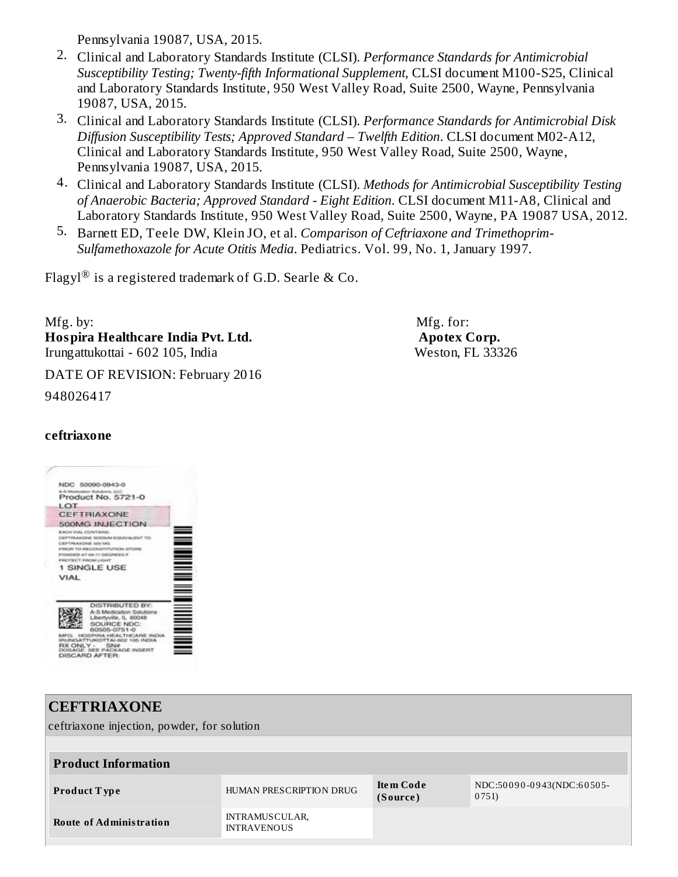Pennsylvania 19087, USA, 2015.

2. Clinical and Laboratory Standards Institute (CLSI). *Performance Standards for Antimicrobial Susceptibility Testing; Twenty-fifth Informational Supplement*, CLSI document M100-S25, Clinical and Laboratory Standards Institute, 950 West Valley Road, Suite 2500, Wayne, Pennsylvania 19087, USA, 2015.
3. Clinical and Laboratory Standards Institute (CLSI). *Performance Standards for Antimicrobial Disk Diffusion Susceptibility Tests; Approved Standard – Twelfth Edition*. CLSI document M02-A12, Clinical and Laboratory Standards Institute, 950 West Valley Road, Suite 2500, Wayne, Pennsylvania 19087, USA, 2015.
4. Clinical and Laboratory Standards Institute (CLSI). *Methods for Antimicrobial Susceptibility Testing of Anaerobic Bacteria; Approved Standard - Eight Edition*. CLSI document M11-A8, Clinical and Laboratory Standards Institute, 950 West Valley Road, Suite 2500, Wayne, PA 19087 USA, 2012.
5. Barnett ED, Teele DW, Klein JO, et al. *Comparison of Ceftriaxone and Trimethoprim-Sulfamethoxazole for Acute Otitis Media*. Pediatrics. Vol. 99, No. 1, January 1997.

Flagyl® is a registered trademark of G.D. Searle & Co.

Mfg. by:
**Hospira Healthcare India Pvt. Ltd.**
Irungattukottai - 602 105, India

Mfg. for:
**Apotex Corp.**
Weston, FL 33326

DATE OF REVISION: February 2016

948026417

**ceftriaxone**

NDC 50090-0943-0
A-S Medication Solutions, LLC
Product No. 5721-0
LOT
CEFTRIAXONE
500MG INJECTION
EACH VIAL CONTAINS:
CEFTRIAXONE SODIUM EQUIVALENT TO
CEFTRIAXONE 500 MG
PRIOR TO RECONSTITUTION STORE
POWDER AT 68-77 DEGREES F
PROTECT FROM LIGHT
1 SINGLE USE
VIAL
DISTRIBUTED BY:
A-S Medication Solutions
Libertyville, IL 60048
SOURCE NDC:
60505-0751-0
MFG: HOSPIRA HEALTHCARE INDIA
IRUNGATTUKOTTAI-602 105 INDIA
RX ONLY - SN#
DOSAGE: SEE PACKAGE INSERT
DISCARD AFTER:

## CEFTRIAXONE

ceftriaxone injection, powder, for solution

| Product Information | | | |
|---|---|---|---|
| **Product Type** | HUMAN PRESCRIPTION DRUG | **Item Code (Source)** | NDC:50090-0943(NDC:60505-0751) |
| **Route of Administration** | INTRAMUSCULAR, INTRAVENOUS | | |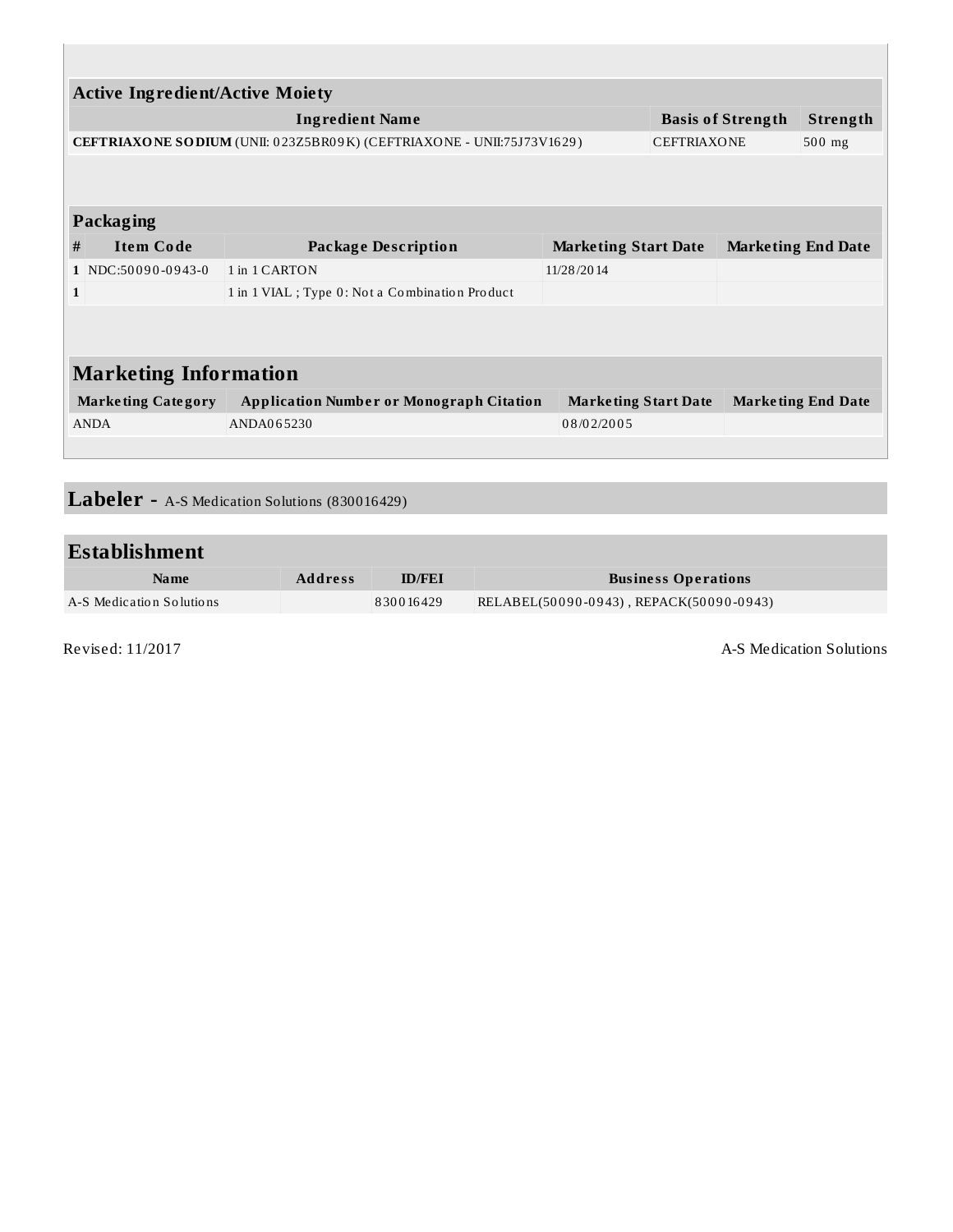## Active Ingredient/Active Moiety

| Ingredient Name | Basis of Strength | Strength |
|---|---|---|
| **CEFTRIAXONE SODIUM** (UNII: 023Z5BR09K) (CEFTRIAXONE - UNII:75J73V1629) | CEFTRIAXONE | 500 mg |

## Packaging

| # | Item Code | Package Description | Marketing Start Date | Marketing End Date |
|---|---|---|---|---|
| 1 | NDC:50090-0943-0 | 1 in 1 CARTON | 11/28/2014 | |
| 1 | | 1 in 1 VIAL ; Type 0: Not a Combination Product | | |

## Marketing Information

| Marketing Category | Application Number or Monograph Citation | Marketing Start Date | Marketing End Date |
|---|---|---|---|
| ANDA | ANDA065230 | 08/02/2005 | |

## Labeler - A-S Medication Solutions (830016429)

## Establishment

| Name | Address | ID/FEI | Business Operations |
|---|---|---|---|
| A-S Medication Solutions | | 830016429 | RELABEL(50090-0943) , REPACK(50090-0943) |

Revised: 11/2017

A-S Medication Solutions